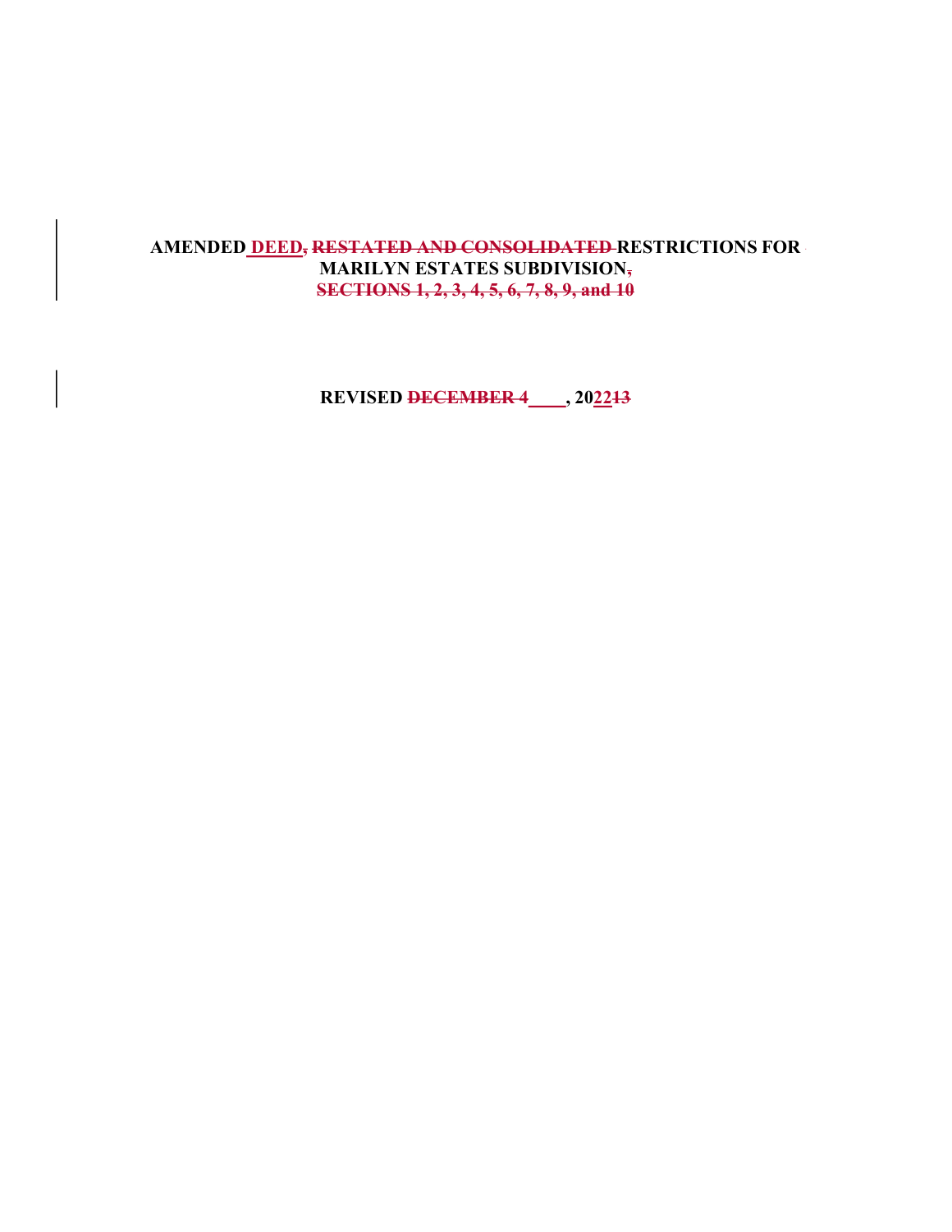# AMENDED DEED~~, RESTATED AND CONSOLIDATED~~ RESTRICTIONS FOR MARILYN ESTATES SUBDIVISION~~,~~
# ~~SECTIONS 1, 2, 3, 4, 5, 6, 7, 8, 9, and 10~~

**REVISED ~~DECEMBER 4~~ ____, 2022~~13~~**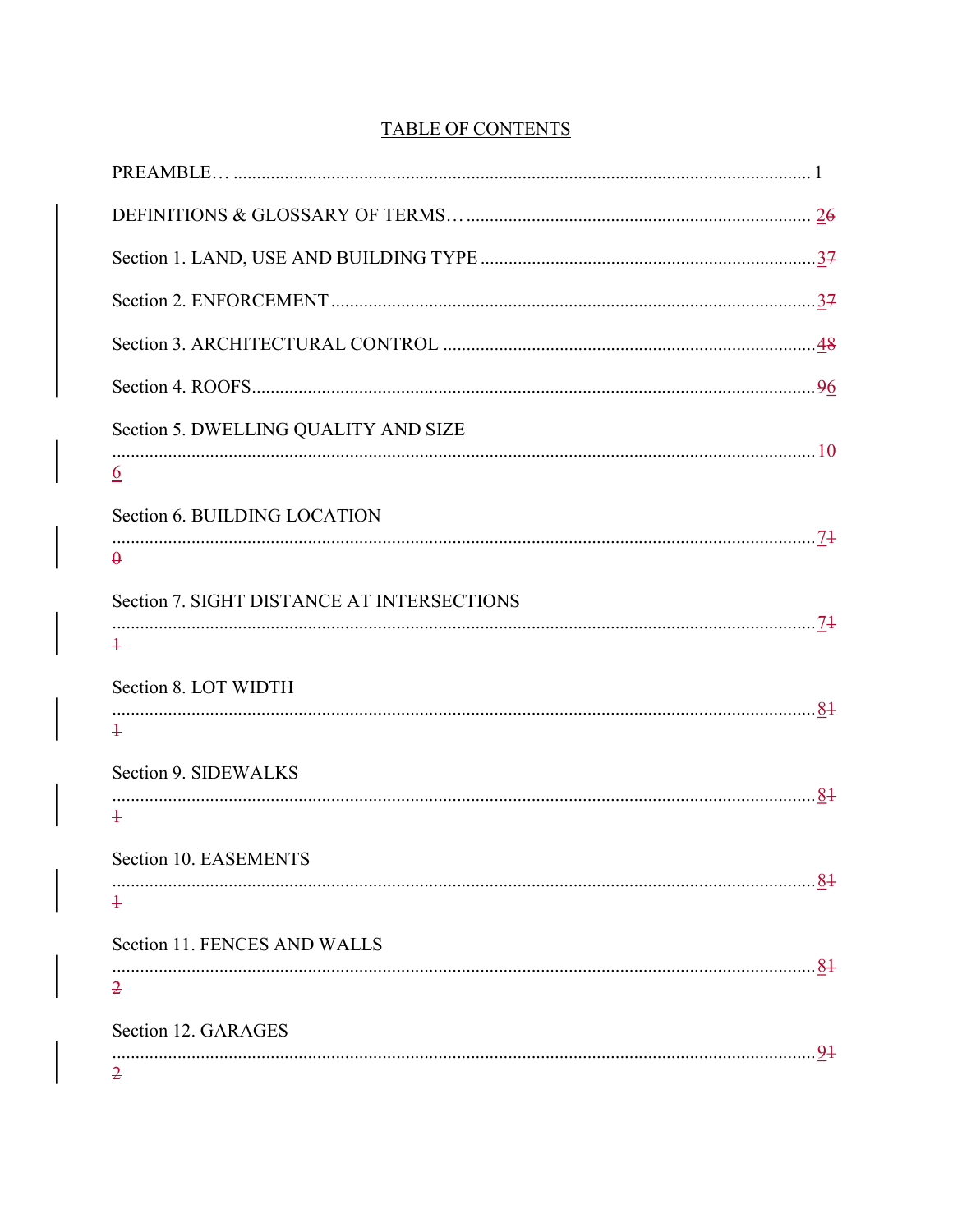# TABLE OF CONTENTS

PREAMBLE… ........................................................................................................................ 1

DEFINITIONS & GLOSSARY OF TERMS… ........................................................................ ~~6~~ 2

Section 1. LAND, USE AND BUILDING TYPE ....................................................................... ~~7~~ 3

Section 2. ENFORCEMENT ....................................................................................................... ~~7~~ 3

Section 3. ARCHITECTURAL CONTROL ............................................................................... ~~8~~ 4

Section 4. ROOFS........................................................................................................................ ~~9~~ 6

Section 5. DWELLING QUALITY AND SIZE ........................................................................ ~~10~~ 6

Section 6. BUILDING LOCATION .......................................................................................... ~~10~~ 7

Section 7. SIGHT DISTANCE AT INTERSECTIONS ............................................................ ~~11~~ 7

Section 8. LOT WIDTH ............................................................................................................. ~~11~~ 8

Section 9. SIDEWALKS ............................................................................................................. ~~11~~ 8

Section 10. EASEMENTS .......................................................................................................... ~~11~~ 8

Section 11. FENCES AND WALLS ........................................................................................... ~~12~~ 8

Section 12. GARAGES ............................................................................................................... ~~12~~ 9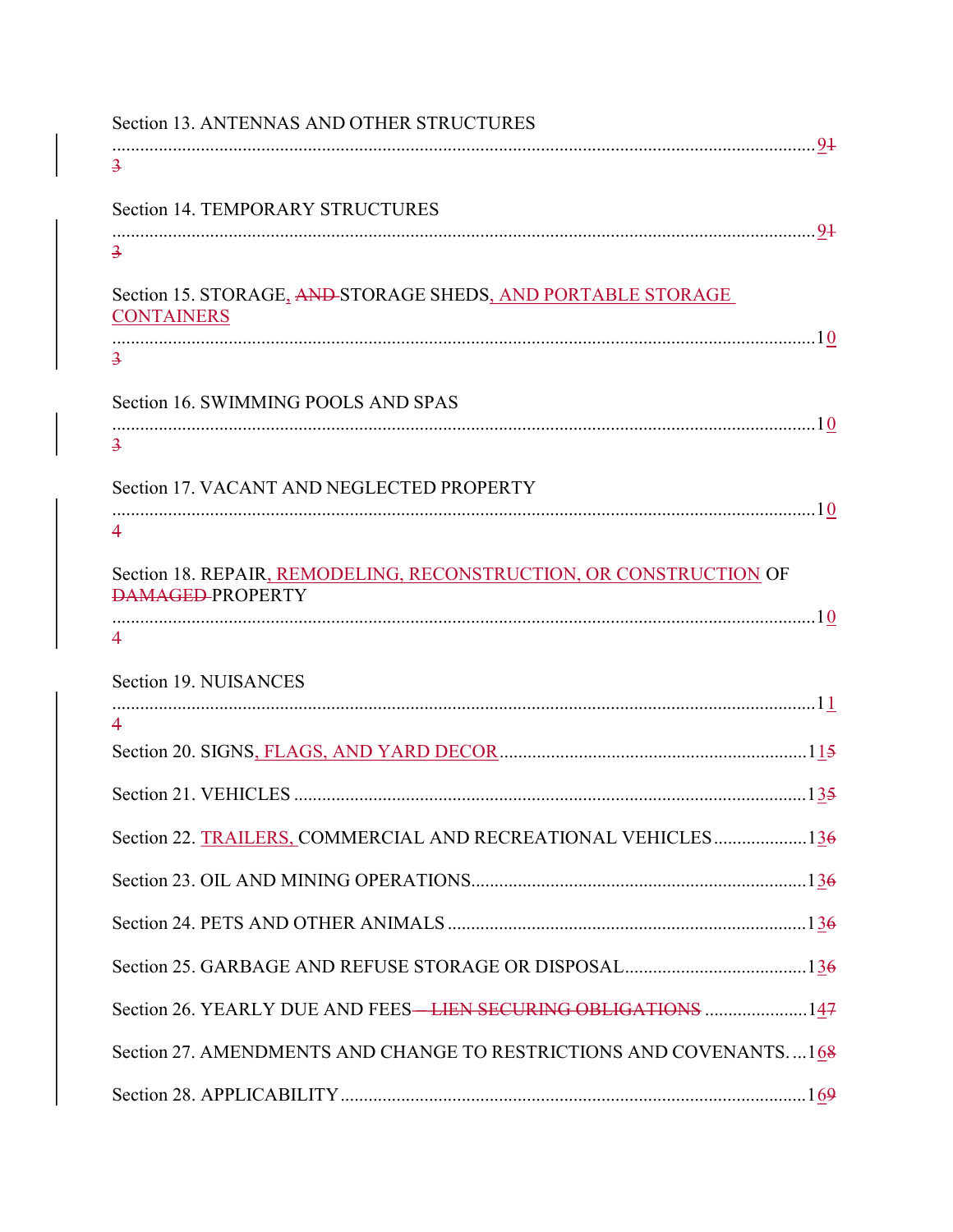Section 13. ANTENNAS AND OTHER STRUCTURES ........................................................................................................................................91 3

Section 14. TEMPORARY STRUCTURES ........................................................................................................................................91 3

Section 15. STORAGE, AND STORAGE SHEDS, AND PORTABLE STORAGE CONTAINERS ........................................................................................................................................10 3

Section 16. SWIMMING POOLS AND SPAS ........................................................................................................................................10 3

Section 17. VACANT AND NEGLECTED PROPERTY ........................................................................................................................................10 4

Section 18. REPAIR, REMODELING, RECONSTRUCTION, OR CONSTRUCTION OF DAMAGED PROPERTY ........................................................................................................................................10 4

Section 19. NUISANCES ........................................................................................................................................11 4

Section 20. SIGNS, FLAGS, AND YARD DECOR ........................................................................................115

Section 21. VEHICLES ........................................................................................................................135

Section 22. TRAILERS, COMMERCIAL AND RECREATIONAL VEHICLES ........................................136

Section 23. OIL AND MINING OPERATIONS ........................................................................................136

Section 24. PETS AND OTHER ANIMALS ........................................................................................136

Section 25. GARBAGE AND REFUSE STORAGE OR DISPOSAL ........................................................136

Section 26. YEARLY DUE AND FEES — LIEN SECURING OBLIGATIONS ........................................147

Section 27. AMENDMENTS AND CHANGE TO RESTRICTIONS AND COVENANTS. ...168

Section 28. APPLICABILITY ........................................................................................................169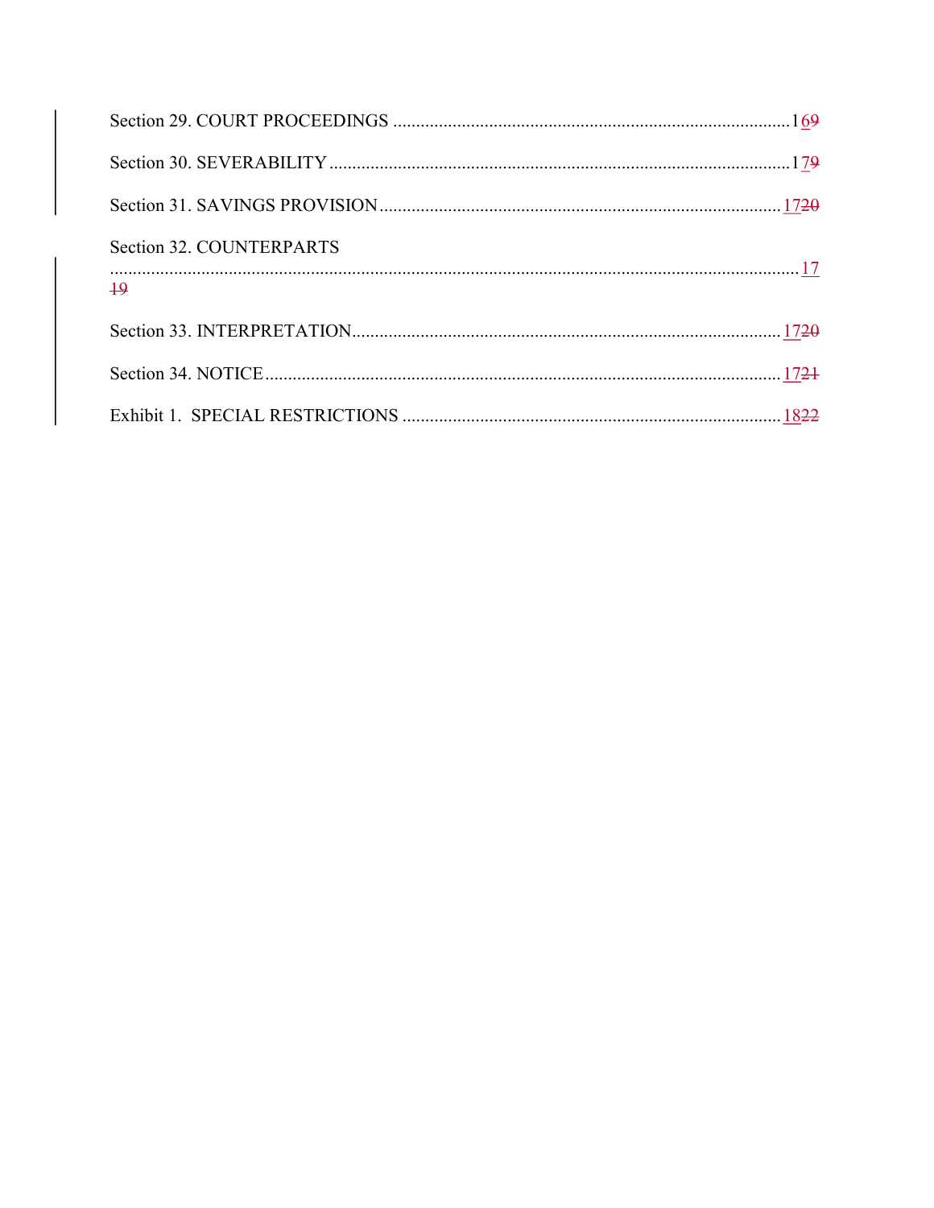Section 29. COURT PROCEEDINGS ....................................................................................... 1~~9~~6

Section 30. SEVERABILITY ........................................................................................................ 1~~9~~7

Section 31. SAVINGS PROVISION ........................................................................................... ~~20~~17

Section 32. COUNTERPARTS ..................................................................................................... ~~19~~17

Section 33. INTERPRETATION ................................................................................................. ~~20~~17

Section 34. NOTICE .................................................................................................................... ~~21~~17

Exhibit 1. SPECIAL RESTRICTIONS ........................................................................................ ~~22~~18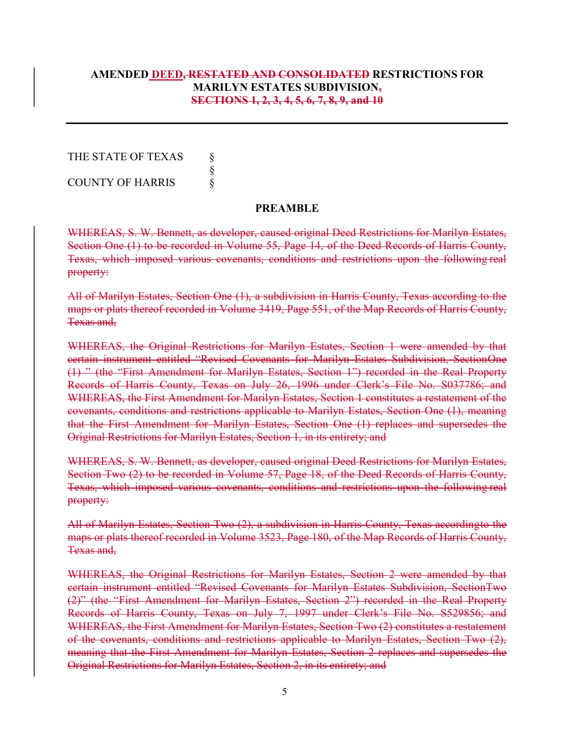**AMENDED ~~DEED, RESTATED AND CONSOLIDATED~~ RESTRICTIONS FOR MARILYN ESTATES SUBDIVISION~~,~~**
**~~SECTIONS 1, 2, 3, 4, 5, 6, 7, 8, 9, and 10~~**

---

THE STATE OF TEXAS §
§
COUNTY OF HARRIS §

**PREAMBLE**

~~WHEREAS, S. W. Bennett, as developer, caused original Deed Restrictions for Marilyn Estates, Section One (1) to be recorded in Volume 55, Page 14, of the Deed Records of Harris County, Texas, which imposed various covenants, conditions and restrictions upon the following real property:~~

~~All of Marilyn Estates, Section One (1), a subdivision in Harris County, Texas according to the maps or plats thereof recorded in Volume 3419, Page 551, of the Map Records of Harris County, Texas and,~~

~~WHEREAS, the Original Restrictions for Marilyn Estates, Section 1 were amended by that certain instrument entitled "Revised Covenants for Marilyn Estates Subdivision, SectionOne (1) " (the "First Amendment for Marilyn Estates, Section 1") recorded in the Real Property Records of Harris County, Texas on July 26, 1996 under Clerk's File No. S037786; and WHEREAS, the First Amendment for Marilyn Estates, Section 1 constitutes a restatement of the covenants, conditions and restrictions applicable to Marilyn Estates, Section One (1), meaning that the First Amendment for Marilyn Estates, Section One (1) replaces and supersedes the Original Restrictions for Marilyn Estates, Section 1, in its entirety; and~~

~~WHEREAS, S. W. Bennett, as developer, caused original Deed Restrictions for Marilyn Estates, Section Two (2) to be recorded in Volume 57, Page 18, of the Deed Records of Harris County, Texas, which imposed various covenants, conditions and restrictions upon the following real property:~~

~~All of Marilyn Estates, Section Two (2), a subdivision in Harris County, Texas accordingto the maps or plats thereof recorded in Volume 3523, Page 180, of the Map Records of Harris County, Texas and,~~

~~WHEREAS, the Original Restrictions for Marilyn Estates, Section 2 were amended by that certain instrument entitled "Revised Covenants for Marilyn Estates Subdivision, SectionTwo (2)" (the "First Amendment for Marilyn Estates, Section 2") recorded in the Real Property Records of Harris County, Texas on July 7, 1997 under Clerk's File No. S529856; and WHEREAS, the First Amendment for Marilyn Estates, Section Two (2) constitutes a restatement of the covenants, conditions and restrictions applicable to Marilyn Estates, Section Two (2), meaning that the First Amendment for Marilyn Estates, Section 2 replaces and supersedes the Original Restrictions for Marilyn Estates, Section 2, in its entirety; and~~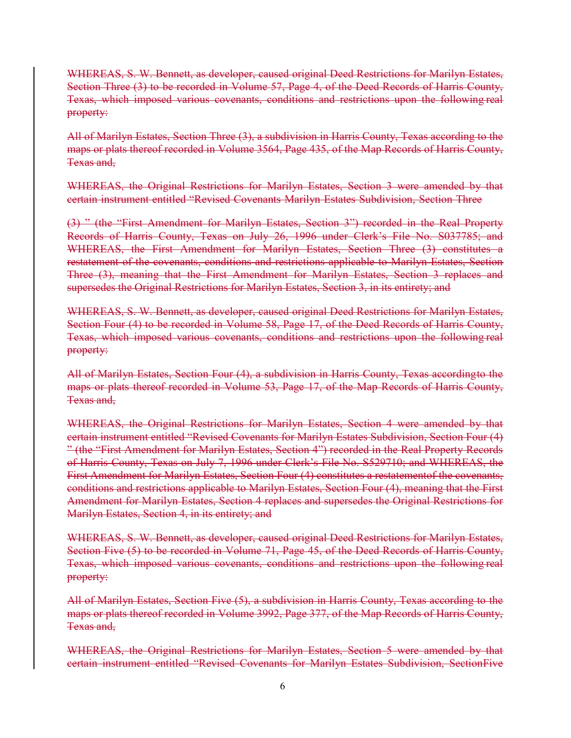~~WHEREAS, S. W. Bennett, as developer, caused original Deed Restrictions for Marilyn Estates, Section Three (3) to be recorded in Volume 57, Page 4, of the Deed Records of Harris County, Texas, which imposed various covenants, conditions and restrictions upon the following real property:~~

~~All of Marilyn Estates, Section Three (3), a subdivision in Harris County, Texas according to the maps or plats thereof recorded in Volume 3564, Page 435, of the Map Records of Harris County, Texas and,~~

~~WHEREAS, the Original Restrictions for Marilyn Estates, Section 3 were amended by that certain instrument entitled "Revised Covenants Marilyn Estates Subdivision, Section Three~~

~~(3) " (the "First Amendment for Marilyn Estates, Section 3") recorded in the Real Property Records of Harris County, Texas on July 26, 1996 under Clerk's File No. S037785; and WHEREAS, the First Amendment for Marilyn Estates, Section Three (3) constitutes a restatement of the covenants, conditions and restrictions applicable to Marilyn Estates, Section Three (3), meaning that the First Amendment for Marilyn Estates, Section 3 replaces and supersedes the Original Restrictions for Marilyn Estates, Section 3, in its entirety; and~~

~~WHEREAS, S. W. Bennett, as developer, caused original Deed Restrictions for Marilyn Estates, Section Four (4) to be recorded in Volume 58, Page 17, of the Deed Records of Harris County, Texas, which imposed various covenants, conditions and restrictions upon the following real property:~~

~~All of Marilyn Estates, Section Four (4), a subdivision in Harris County, Texas accordingto the maps or plats thereof recorded in Volume 53, Page 17, of the Map Records of Harris County, Texas and,~~

~~WHEREAS, the Original Restrictions for Marilyn Estates, Section 4 were amended by that certain instrument entitled "Revised Covenants for Marilyn Estates Subdivision, Section Four (4) " (the "First Amendment for Marilyn Estates, Section 4") recorded in the Real Property Records of Harris County, Texas on July 7, 1996 under Clerk's File No. S529710; and WHEREAS, the First Amendment for Marilyn Estates, Section Four (4) constitutes a restatementof the covenants, conditions and restrictions applicable to Marilyn Estates, Section Four (4), meaning that the First Amendment for Marilyn Estates, Section 4 replaces and supersedes the Original Restrictions for Marilyn Estates, Section 4, in its entirety; and~~

~~WHEREAS, S. W. Bennett, as developer, caused original Deed Restrictions for Marilyn Estates, Section Five (5) to be recorded in Volume 71, Page 45, of the Deed Records of Harris County, Texas, which imposed various covenants, conditions and restrictions upon the following real property:~~

~~All of Marilyn Estates, Section Five (5), a subdivision in Harris County, Texas according to the maps or plats thereof recorded in Volume 3992, Page 377, of the Map Records of Harris County, Texas and,~~

~~WHEREAS, the Original Restrictions for Marilyn Estates, Section 5 were amended by that certain instrument entitled "Revised Covenants for Marilyn Estates Subdivision, SectionFive~~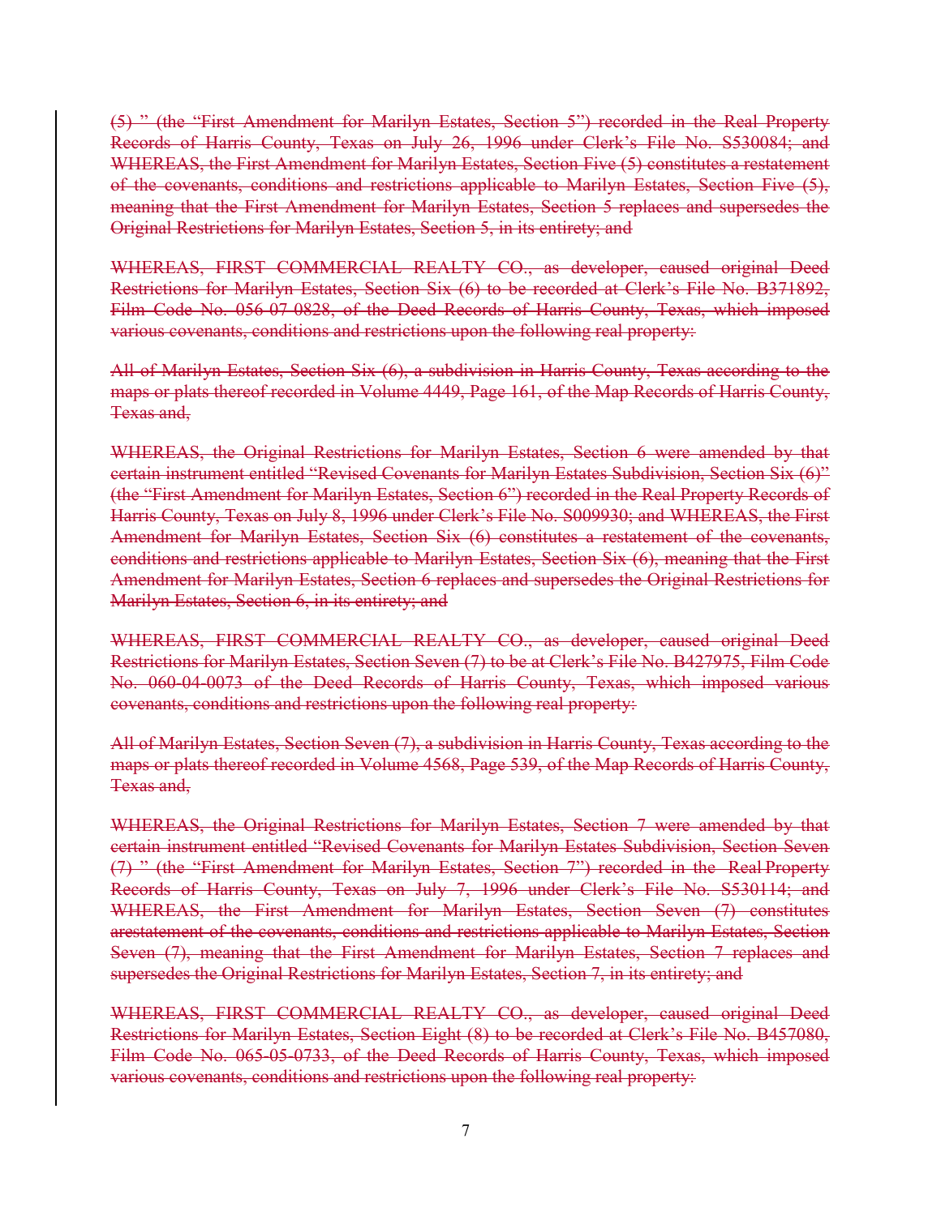~~(5) " (the "First Amendment for Marilyn Estates, Section 5") recorded in the Real Property Records of Harris County, Texas on July 26, 1996 under Clerk's File No. S530084; and WHEREAS, the First Amendment for Marilyn Estates, Section Five (5) constitutes a restatement of the covenants, conditions and restrictions applicable to Marilyn Estates, Section Five (5), meaning that the First Amendment for Marilyn Estates, Section 5 replaces and supersedes the Original Restrictions for Marilyn Estates, Section 5, in its entirety; and~~

~~WHEREAS, FIRST COMMERCIAL REALTY CO., as developer, caused original Deed Restrictions for Marilyn Estates, Section Six (6) to be recorded at Clerk's File No. B371892, Film Code No. 056-07-0828, of the Deed Records of Harris County, Texas, which imposed various covenants, conditions and restrictions upon the following real property:~~

~~All of Marilyn Estates, Section Six (6), a subdivision in Harris County, Texas according to the maps or plats thereof recorded in Volume 4449, Page 161, of the Map Records of Harris County, Texas and,~~

~~WHEREAS, the Original Restrictions for Marilyn Estates, Section 6 were amended by that certain instrument entitled "Revised Covenants for Marilyn Estates Subdivision, Section Six (6)" (the "First Amendment for Marilyn Estates, Section 6") recorded in the Real Property Records of Harris County, Texas on July 8, 1996 under Clerk's File No. S009930; and WHEREAS, the First Amendment for Marilyn Estates, Section Six (6) constitutes a restatement of the covenants, conditions and restrictions applicable to Marilyn Estates, Section Six (6), meaning that the First Amendment for Marilyn Estates, Section 6 replaces and supersedes the Original Restrictions for Marilyn Estates, Section 6, in its entirety; and~~

~~WHEREAS, FIRST COMMERCIAL REALTY CO., as developer, caused original Deed Restrictions for Marilyn Estates, Section Seven (7) to be at Clerk's File No. B427975, Film Code No. 060-04-0073 of the Deed Records of Harris County, Texas, which imposed various covenants, conditions and restrictions upon the following real property:~~

~~All of Marilyn Estates, Section Seven (7), a subdivision in Harris County, Texas according to the maps or plats thereof recorded in Volume 4568, Page 539, of the Map Records of Harris County, Texas and,~~

~~WHEREAS, the Original Restrictions for Marilyn Estates, Section 7 were amended by that certain instrument entitled "Revised Covenants for Marilyn Estates Subdivision, Section Seven (7) " (the "First Amendment for Marilyn Estates, Section 7") recorded in the Real Property Records of Harris County, Texas on July 7, 1996 under Clerk's File No. S530114; and WHEREAS, the First Amendment for Marilyn Estates, Section Seven (7) constitutes arestatement of the covenants, conditions and restrictions applicable to Marilyn Estates, Section Seven (7), meaning that the First Amendment for Marilyn Estates, Section 7 replaces and supersedes the Original Restrictions for Marilyn Estates, Section 7, in its entirety; and~~

~~WHEREAS, FIRST COMMERCIAL REALTY CO., as developer, caused original Deed Restrictions for Marilyn Estates, Section Eight (8) to be recorded at Clerk's File No. B457080, Film Code No. 065-05-0733, of the Deed Records of Harris County, Texas, which imposed various covenants, conditions and restrictions upon the following real property:~~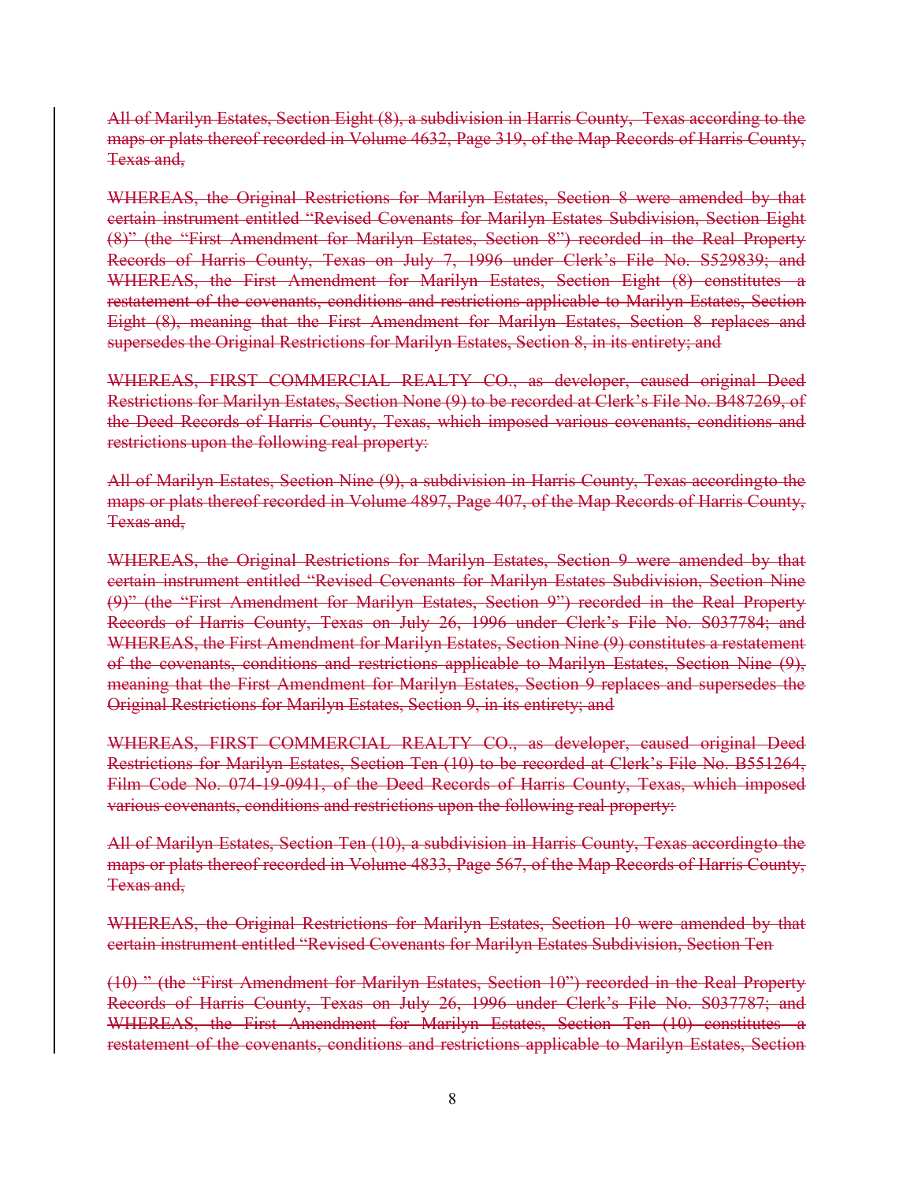~~All of Marilyn Estates, Section Eight (8), a subdivision in Harris County, Texas according to the maps or plats thereof recorded in Volume 4632, Page 319, of the Map Records of Harris County, Texas and,~~

~~WHEREAS, the Original Restrictions for Marilyn Estates, Section 8 were amended by that certain instrument entitled "Revised Covenants for Marilyn Estates Subdivision, Section Eight (8)" (the "First Amendment for Marilyn Estates, Section 8") recorded in the Real Property Records of Harris County, Texas on July 7, 1996 under Clerk's File No. S529839; and WHEREAS, the First Amendment for Marilyn Estates, Section Eight (8) constitutes a restatement of the covenants, conditions and restrictions applicable to Marilyn Estates, Section Eight (8), meaning that the First Amendment for Marilyn Estates, Section 8 replaces and supersedes the Original Restrictions for Marilyn Estates, Section 8, in its entirety; and~~

~~WHEREAS, FIRST COMMERCIAL REALTY CO., as developer, caused original Deed Restrictions for Marilyn Estates, Section None (9) to be recorded at Clerk's File No. B487269, of the Deed Records of Harris County, Texas, which imposed various covenants, conditions and restrictions upon the following real property:~~

~~All of Marilyn Estates, Section Nine (9), a subdivision in Harris County, Texas accordingto the maps or plats thereof recorded in Volume 4897, Page 407, of the Map Records of Harris County, Texas and,~~

~~WHEREAS, the Original Restrictions for Marilyn Estates, Section 9 were amended by that certain instrument entitled "Revised Covenants for Marilyn Estates Subdivision, Section Nine (9)" (the "First Amendment for Marilyn Estates, Section 9") recorded in the Real Property Records of Harris County, Texas on July 26, 1996 under Clerk's File No. S037784; and WHEREAS, the First Amendment for Marilyn Estates, Section Nine (9) constitutes a restatement of the covenants, conditions and restrictions applicable to Marilyn Estates, Section Nine (9), meaning that the First Amendment for Marilyn Estates, Section 9 replaces and supersedes the Original Restrictions for Marilyn Estates, Section 9, in its entirety; and~~

~~WHEREAS, FIRST COMMERCIAL REALTY CO., as developer, caused original Deed Restrictions for Marilyn Estates, Section Ten (10) to be recorded at Clerk's File No. B551264, Film Code No. 074-19-0941, of the Deed Records of Harris County, Texas, which imposed various covenants, conditions and restrictions upon the following real property:~~

~~All of Marilyn Estates, Section Ten (10), a subdivision in Harris County, Texas accordingto the maps or plats thereof recorded in Volume 4833, Page 567, of the Map Records of Harris County, Texas and,~~

~~WHEREAS, the Original Restrictions for Marilyn Estates, Section 10 were amended by that certain instrument entitled "Revised Covenants for Marilyn Estates Subdivision, Section Ten~~

~~(10) " (the "First Amendment for Marilyn Estates, Section 10") recorded in the Real Property Records of Harris County, Texas on July 26, 1996 under Clerk's File No. S037787; and WHEREAS, the First Amendment for Marilyn Estates, Section Ten (10) constitutes a restatement of the covenants, conditions and restrictions applicable to Marilyn Estates, Section~~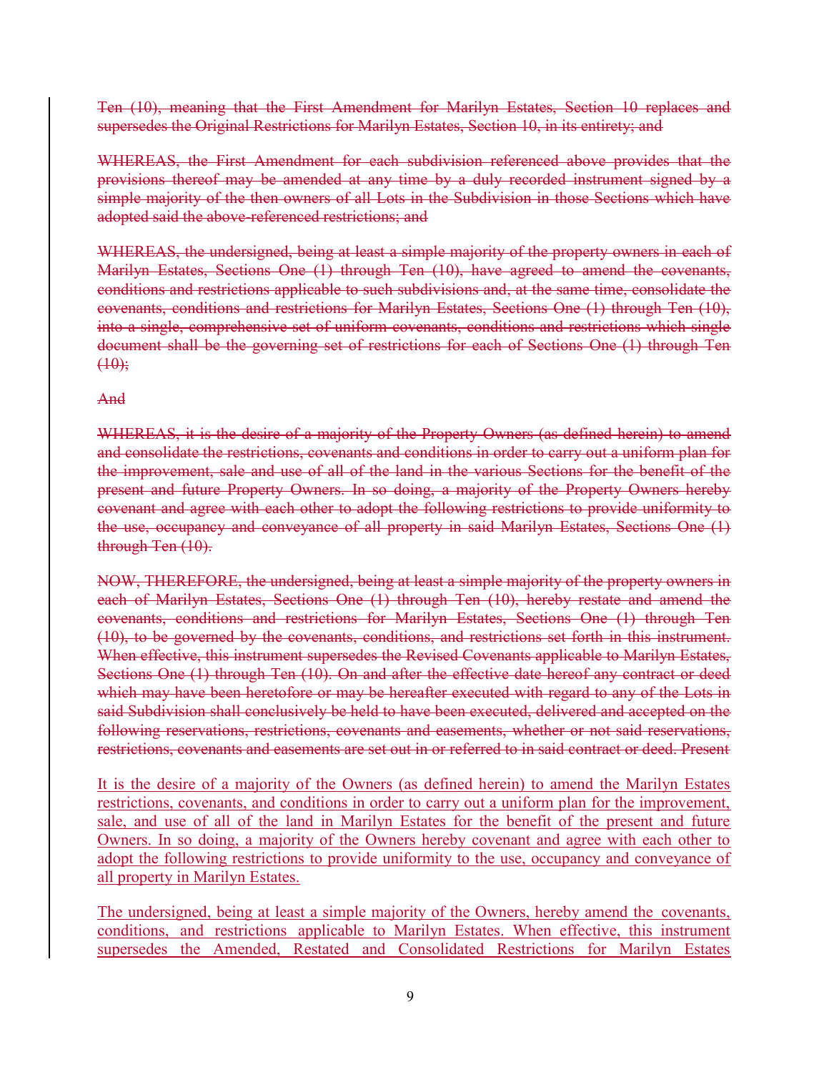~~Ten (10), meaning that the First Amendment for Marilyn Estates, Section 10 replaces and supersedes the Original Restrictions for Marilyn Estates, Section 10, in its entirety; and~~

~~WHEREAS, the First Amendment for each subdivision referenced above provides that the provisions thereof may be amended at any time by a duly recorded instrument signed by a simple majority of the then owners of all Lots in the Subdivision in those Sections which have adopted said the above-referenced restrictions; and~~

~~WHEREAS, the undersigned, being at least a simple majority of the property owners in each of Marilyn Estates, Sections One (1) through Ten (10), have agreed to amend the covenants, conditions and restrictions applicable to such subdivisions and, at the same time, consolidate the covenants, conditions and restrictions for Marilyn Estates, Sections One (1) through Ten (10), into a single, comprehensive set of uniform covenants, conditions and restrictions which single document shall be the governing set of restrictions for each of Sections One (1) through Ten (10);~~

~~And~~

~~WHEREAS, it is the desire of a majority of the Property Owners (as defined herein) to amend and consolidate the restrictions, covenants and conditions in order to carry out a uniform plan for the improvement, sale and use of all of the land in the various Sections for the benefit of the present and future Property Owners. In so doing, a majority of the Property Owners hereby covenant and agree with each other to adopt the following restrictions to provide uniformity to the use, occupancy and conveyance of all property in said Marilyn Estates, Sections One (1) through Ten (10).~~

~~NOW, THEREFORE, the undersigned, being at least a simple majority of the property owners in each of Marilyn Estates, Sections One (1) through Ten (10), hereby restate and amend the covenants, conditions and restrictions for Marilyn Estates, Sections One (1) through Ten (10), to be governed by the covenants, conditions, and restrictions set forth in this instrument. When effective, this instrument supersedes the Revised Covenants applicable to Marilyn Estates, Sections One (1) through Ten (10). On and after the effective date hereof any contract or deed which may have been heretofore or may be hereafter executed with regard to any of the Lots in said Subdivision shall conclusively be held to have been executed, delivered and accepted on the following reservations, restrictions, covenants and easements, whether or not said reservations, restrictions, covenants and easements are set out in or referred to in said contract or deed. Present~~

<u>It is the desire of a majority of the Owners (as defined herein) to amend the Marilyn Estates restrictions, covenants, and conditions in order to carry out a uniform plan for the improvement, sale, and use of all of the land in Marilyn Estates for the benefit of the present and future Owners. In so doing, a majority of the Owners hereby covenant and agree with each other to adopt the following restrictions to provide uniformity to the use, occupancy and conveyance of all property in Marilyn Estates.</u>

<u>The undersigned, being at least a simple majority of the Owners, hereby amend the covenants, conditions, and restrictions applicable to Marilyn Estates. When effective, this instrument supersedes the Amended, Restated and Consolidated Restrictions for Marilyn Estates</u>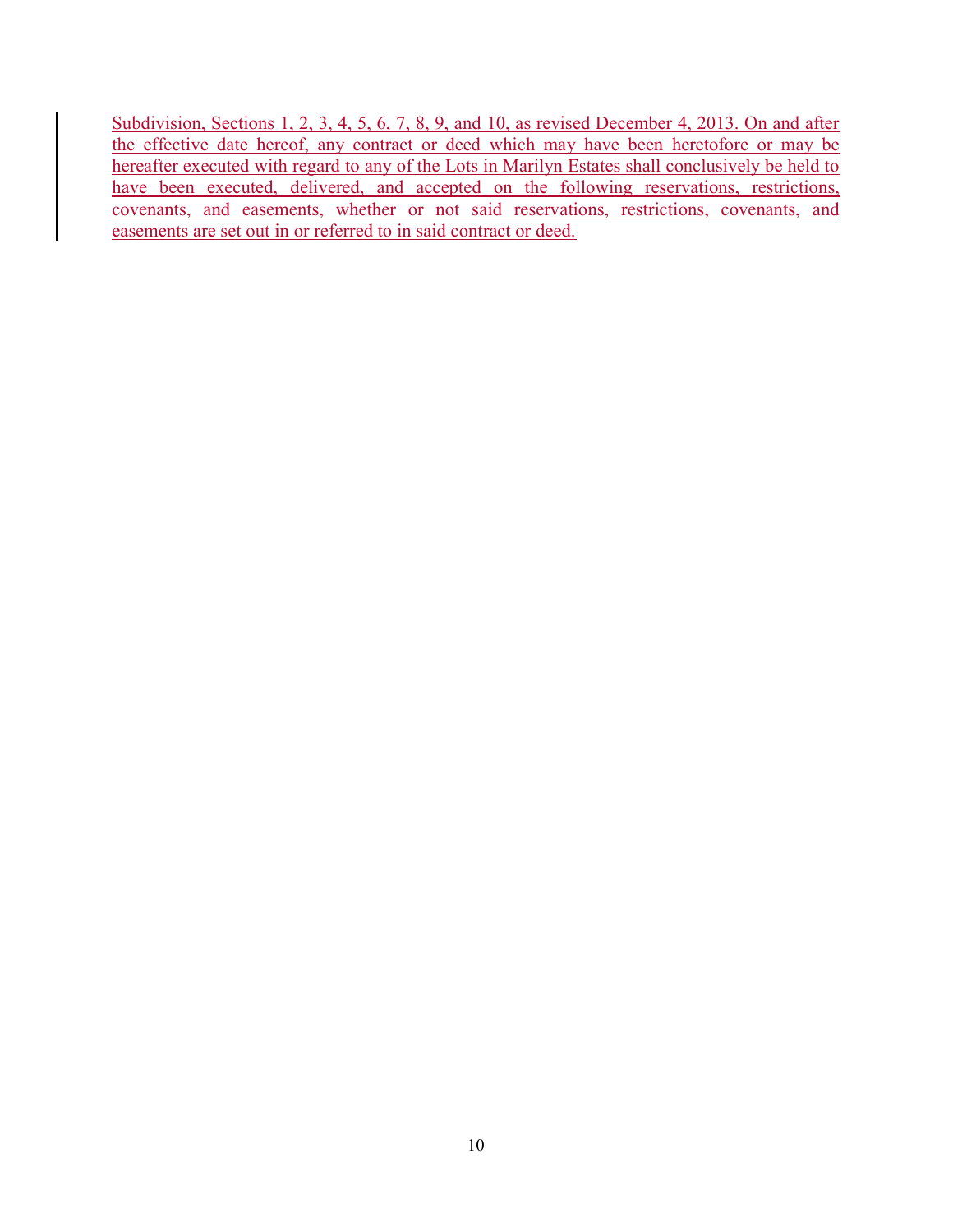Subdivision, Sections 1, 2, 3, 4, 5, 6, 7, 8, 9, and 10, as revised December 4, 2013. On and after the effective date hereof, any contract or deed which may have been heretofore or may be hereafter executed with regard to any of the Lots in Marilyn Estates shall conclusively be held to have been executed, delivered, and accepted on the following reservations, restrictions, covenants, and easements, whether or not said reservations, restrictions, covenants, and easements are set out in or referred to in said contract or deed.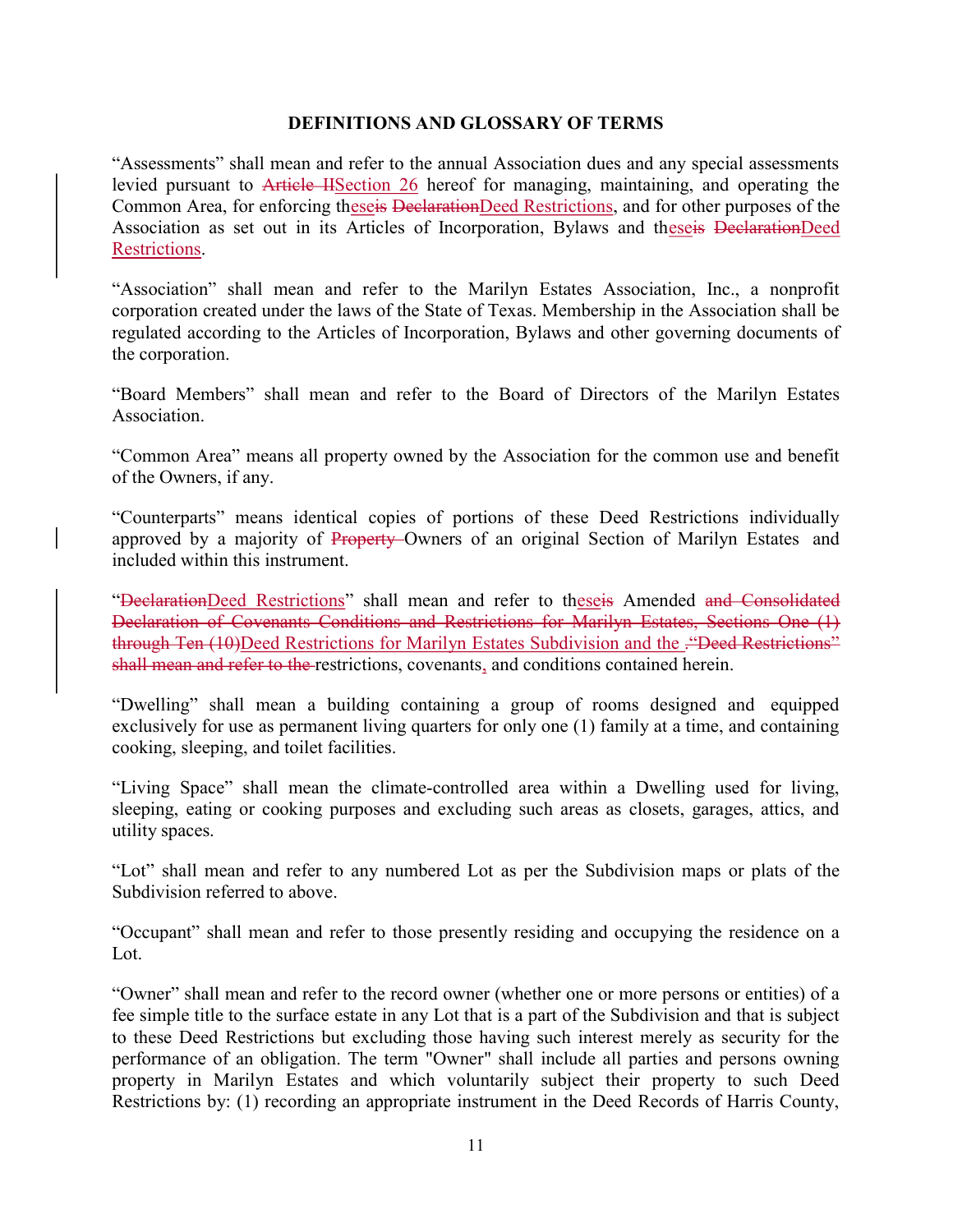**DEFINITIONS AND GLOSSARY OF TERMS**

"Assessments" shall mean and refer to the annual Association dues and any special assessments levied pursuant to ~~Article II~~<u>Section 26</u> hereof for managing, maintaining, and operating the Common Area, for enforcing th<u>ese</u>~~is~~ ~~Declaration~~<u>Deed Restrictions</u>, and for other purposes of the Association as set out in its Articles of Incorporation, Bylaws and th<u>ese</u>~~is~~ ~~Declaration~~<u>Deed Restrictions</u>.

"Association" shall mean and refer to the Marilyn Estates Association, Inc., a nonprofit corporation created under the laws of the State of Texas. Membership in the Association shall be regulated according to the Articles of Incorporation, Bylaws and other governing documents of the corporation.

"Board Members" shall mean and refer to the Board of Directors of the Marilyn Estates Association.

"Common Area" means all property owned by the Association for the common use and benefit of the Owners, if any.

"Counterparts" means identical copies of portions of these Deed Restrictions individually approved by a majority of ~~Property~~ Owners of an original Section of Marilyn Estates and included within this instrument.

"~~Declaration~~<u>Deed Restrictions</u>" shall mean and refer to th<u>ese</u>~~is~~ Amended ~~and Consolidated Declaration of Covenants Conditions and Restrictions for Marilyn Estates, Sections One (1) through Ten (10)~~<u>Deed Restrictions for Marilyn Estates Subdivision and the</u> ~~."Deed Restrictions" shall mean and refer to the~~ restrictions, covenants<u>,</u> and conditions contained herein.

"Dwelling" shall mean a building containing a group of rooms designed and equipped exclusively for use as permanent living quarters for only one (1) family at a time, and containing cooking, sleeping, and toilet facilities.

"Living Space" shall mean the climate-controlled area within a Dwelling used for living, sleeping, eating or cooking purposes and excluding such areas as closets, garages, attics, and utility spaces.

"Lot" shall mean and refer to any numbered Lot as per the Subdivision maps or plats of the Subdivision referred to above.

"Occupant" shall mean and refer to those presently residing and occupying the residence on a Lot.

"Owner" shall mean and refer to the record owner (whether one or more persons or entities) of a fee simple title to the surface estate in any Lot that is a part of the Subdivision and that is subject to these Deed Restrictions but excluding those having such interest merely as security for the performance of an obligation. The term "Owner" shall include all parties and persons owning property in Marilyn Estates and which voluntarily subject their property to such Deed Restrictions by: (1) recording an appropriate instrument in the Deed Records of Harris County,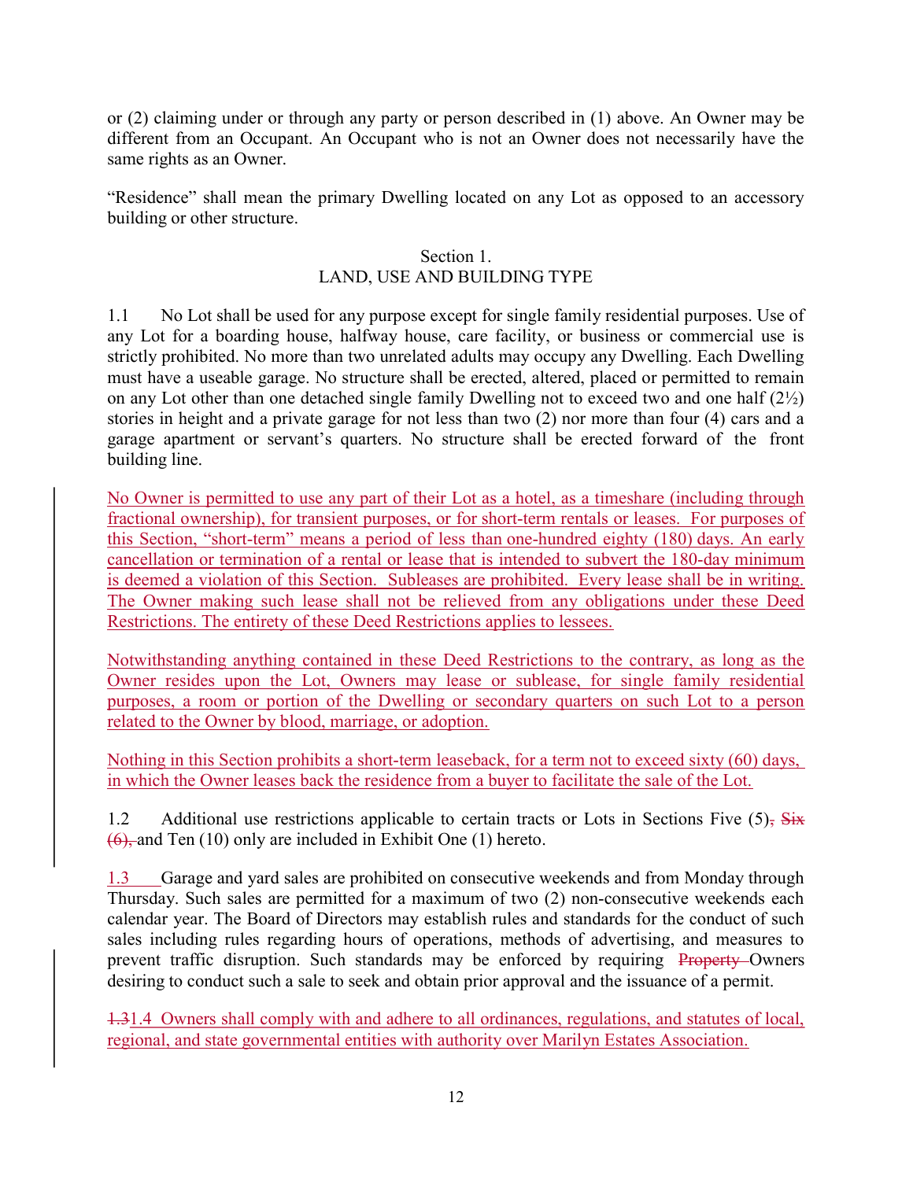or (2) claiming under or through any party or person described in (1) above. An Owner may be different from an Occupant. An Occupant who is not an Owner does not necessarily have the same rights as an Owner.

"Residence" shall mean the primary Dwelling located on any Lot as opposed to an accessory building or other structure.

## Section 1.
## LAND, USE AND BUILDING TYPE

1.1 No Lot shall be used for any purpose except for single family residential purposes. Use of any Lot for a boarding house, halfway house, care facility, or business or commercial use is strictly prohibited. No more than two unrelated adults may occupy any Dwelling. Each Dwelling must have a useable garage. No structure shall be erected, altered, placed or permitted to remain on any Lot other than one detached single family Dwelling not to exceed two and one half (2½) stories in height and a private garage for not less than two (2) nor more than four (4) cars and a garage apartment or servant's quarters. No structure shall be erected forward of the front building line.

No Owner is permitted to use any part of their Lot as a hotel, as a timeshare (including through fractional ownership), for transient purposes, or for short-term rentals or leases. For purposes of this Section, "short-term" means a period of less than one-hundred eighty (180) days. An early cancellation or termination of a rental or lease that is intended to subvert the 180-day minimum is deemed a violation of this Section. Subleases are prohibited. Every lease shall be in writing. The Owner making such lease shall not be relieved from any obligations under these Deed Restrictions. The entirety of these Deed Restrictions applies to lessees.

Notwithstanding anything contained in these Deed Restrictions to the contrary, as long as the Owner resides upon the Lot, Owners may lease or sublease, for single family residential purposes, a room or portion of the Dwelling or secondary quarters on such Lot to a person related to the Owner by blood, marriage, or adoption.

Nothing in this Section prohibits a short-term leaseback, for a term not to exceed sixty (60) days, in which the Owner leases back the residence from a buyer to facilitate the sale of the Lot.

1.2 Additional use restrictions applicable to certain tracts or Lots in Sections Five (5)~~, Six (6),~~ and Ten (10) only are included in Exhibit One (1) hereto.

1.3 Garage and yard sales are prohibited on consecutive weekends and from Monday through Thursday. Such sales are permitted for a maximum of two (2) non-consecutive weekends each calendar year. The Board of Directors may establish rules and standards for the conduct of such sales including rules regarding hours of operations, methods of advertising, and measures to prevent traffic disruption. Such standards may be enforced by requiring ~~Property~~ Owners desiring to conduct such a sale to seek and obtain prior approval and the issuance of a permit.

~~1.3~~1.4 Owners shall comply with and adhere to all ordinances, regulations, and statutes of local, regional, and state governmental entities with authority over Marilyn Estates Association.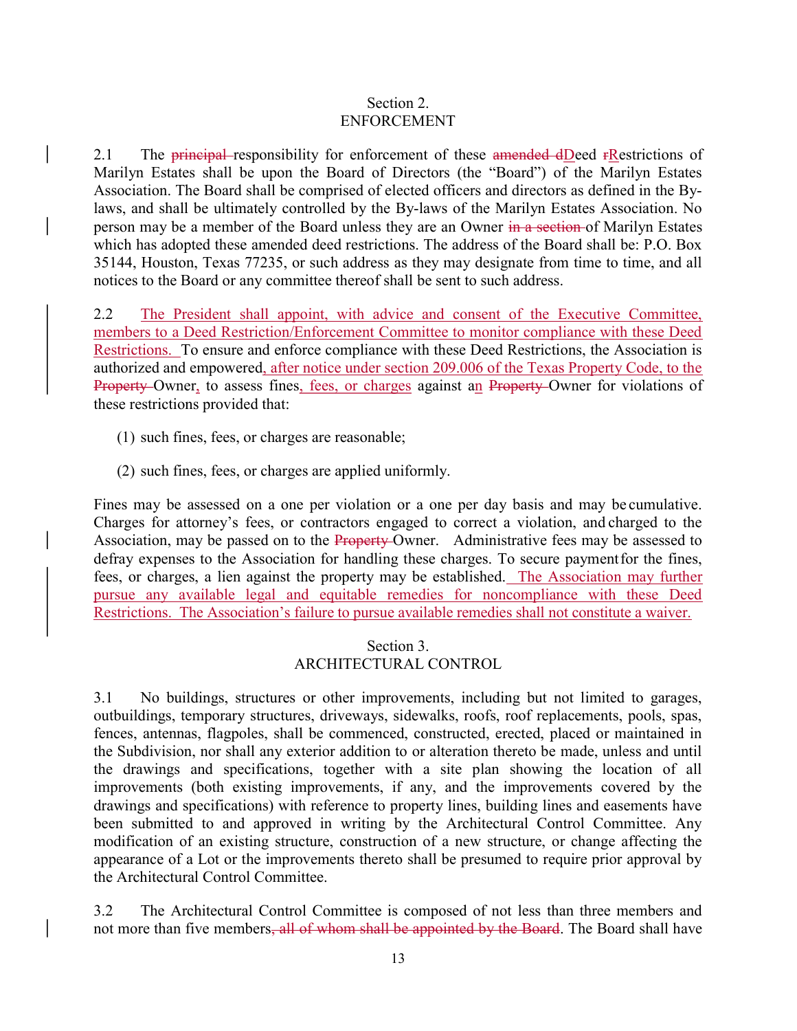## Section 2.
## ENFORCEMENT

2.1 The ~~principal~~ responsibility for enforcement of these ~~amended d~~<u>D</u>eed ~~r~~<u>R</u>estrictions of Marilyn Estates shall be upon the Board of Directors (the "Board") of the Marilyn Estates Association. The Board shall be comprised of elected officers and directors as defined in the By-laws, and shall be ultimately controlled by the By-laws of the Marilyn Estates Association. No person may be a member of the Board unless they are an Owner ~~in a section~~ of Marilyn Estates which has adopted these amended deed restrictions. The address of the Board shall be: P.O. Box 35144, Houston, Texas 77235, or such address as they may designate from time to time, and all notices to the Board or any committee thereof shall be sent to such address.

2.2 <u>The President shall appoint, with advice and consent of the Executive Committee, members to a Deed Restriction/Enforcement Committee to monitor compliance with these Deed Restrictions.</u> To ensure and enforce compliance with these Deed Restrictions, the Association is authorized and empowered<u>, after notice under section 209.006 of the Texas Property Code, to the</u> ~~Property~~ Owner<u>,</u> to assess fines<u>, fees, or charges</u> against a<u>n</u> ~~Property~~ Owner for violations of these restrictions provided that:

(1) such fines, fees, or charges are reasonable;

(2) such fines, fees, or charges are applied uniformly.

Fines may be assessed on a one per violation or a one per day basis and may be cumulative. Charges for attorney's fees, or contractors engaged to correct a violation, and charged to the Association, may be passed on to the ~~Property~~ Owner. Administrative fees may be assessed to defray expenses to the Association for handling these charges. To secure payment for the fines, fees, or charges, a lien against the property may be established. <u>The Association may further pursue any available legal and equitable remedies for noncompliance with these Deed Restrictions. The Association's failure to pursue available remedies shall not constitute a waiver.</u>

## Section 3.
## ARCHITECTURAL CONTROL

3.1 No buildings, structures or other improvements, including but not limited to garages, outbuildings, temporary structures, driveways, sidewalks, roofs, roof replacements, pools, spas, fences, antennas, flagpoles, shall be commenced, constructed, erected, placed or maintained in the Subdivision, nor shall any exterior addition to or alteration thereto be made, unless and until the drawings and specifications, together with a site plan showing the location of all improvements (both existing improvements, if any, and the improvements covered by the drawings and specifications) with reference to property lines, building lines and easements have been submitted to and approved in writing by the Architectural Control Committee. Any modification of an existing structure, construction of a new structure, or change affecting the appearance of a Lot or the improvements thereto shall be presumed to require prior approval by the Architectural Control Committee.

3.2 The Architectural Control Committee is composed of not less than three members and not more than five members~~, all of whom shall be appointed by the Board~~. The Board shall have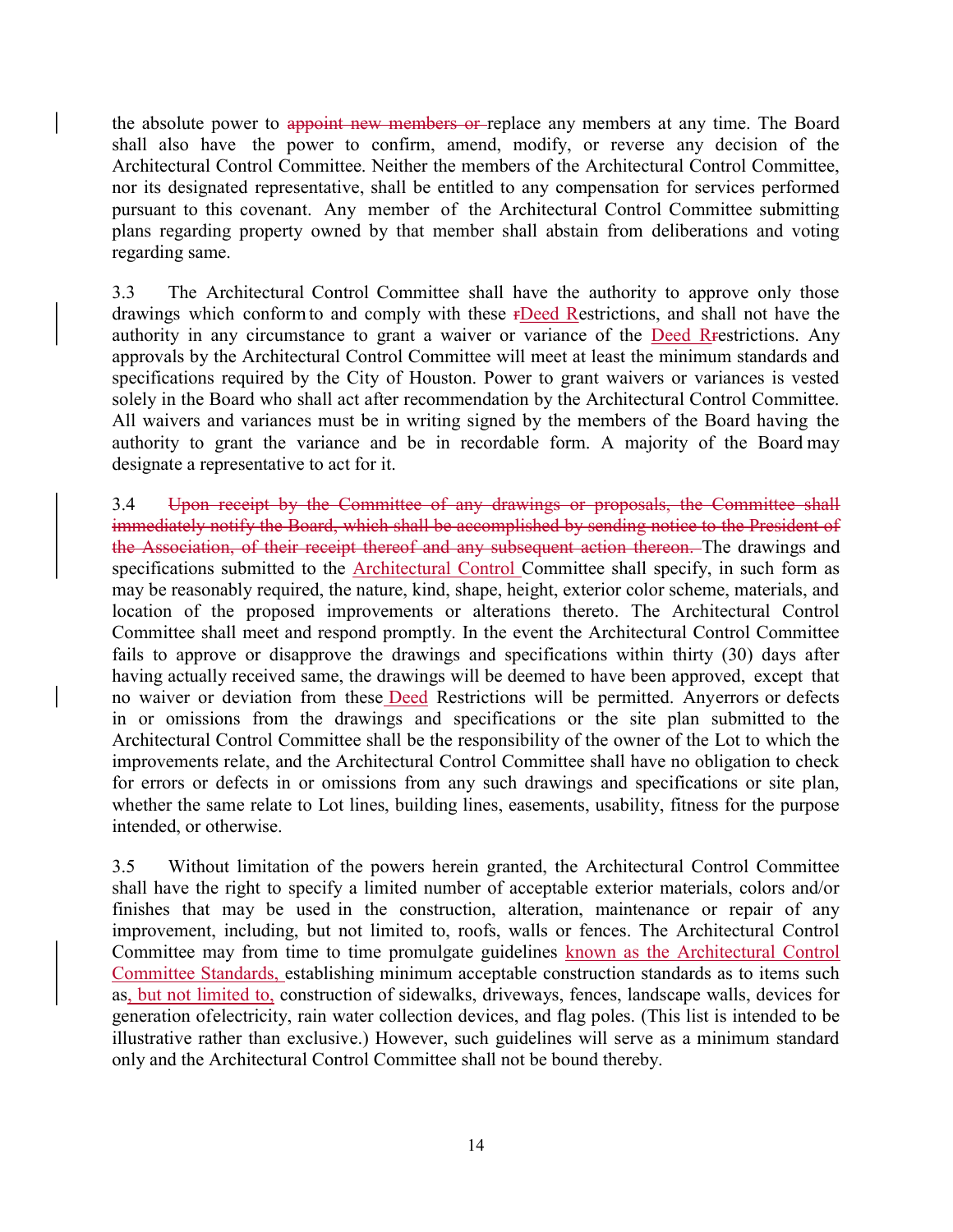the absolute power to ~~appoint new members or~~ replace any members at any time. The Board shall also have the power to confirm, amend, modify, or reverse any decision of the Architectural Control Committee. Neither the members of the Architectural Control Committee, nor its designated representative, shall be entitled to any compensation for services performed pursuant to this covenant. Any member of the Architectural Control Committee submitting plans regarding property owned by that member shall abstain from deliberations and voting regarding same.

3.3 The Architectural Control Committee shall have the authority to approve only those drawings which conform to and comply with these ~~r~~Deed Restrictions, and shall not have the authority in any circumstance to grant a waiver or variance of the Deed R~~r~~estrictions. Any approvals by the Architectural Control Committee will meet at least the minimum standards and specifications required by the City of Houston. Power to grant waivers or variances is vested solely in the Board who shall act after recommendation by the Architectural Control Committee. All waivers and variances must be in writing signed by the members of the Board having the authority to grant the variance and be in recordable form. A majority of the Board may designate a representative to act for it.

3.4 ~~Upon receipt by the Committee of any drawings or proposals, the Committee shall immediately notify the Board, which shall be accomplished by sending notice to the President of the Association, of their receipt thereof and any subsequent action thereon.~~ The drawings and specifications submitted to the Architectural Control Committee shall specify, in such form as may be reasonably required, the nature, kind, shape, height, exterior color scheme, materials, and location of the proposed improvements or alterations thereto. The Architectural Control Committee shall meet and respond promptly. In the event the Architectural Control Committee fails to approve or disapprove the drawings and specifications within thirty (30) days after having actually received same, the drawings will be deemed to have been approved, except that no waiver or deviation from these Deed Restrictions will be permitted. Any errors or defects in or omissions from the drawings and specifications or the site plan submitted to the Architectural Control Committee shall be the responsibility of the owner of the Lot to which the improvements relate, and the Architectural Control Committee shall have no obligation to check for errors or defects in or omissions from any such drawings and specifications or site plan, whether the same relate to Lot lines, building lines, easements, usability, fitness for the purpose intended, or otherwise.

3.5 Without limitation of the powers herein granted, the Architectural Control Committee shall have the right to specify a limited number of acceptable exterior materials, colors and/or finishes that may be used in the construction, alteration, maintenance or repair of any improvement, including, but not limited to, roofs, walls or fences. The Architectural Control Committee may from time to time promulgate guidelines known as the Architectural Control Committee Standards, establishing minimum acceptable construction standards as to items such as, but not limited to, construction of sidewalks, driveways, fences, landscape walls, devices for generation of electricity, rain water collection devices, and flag poles. (This list is intended to be illustrative rather than exclusive.) However, such guidelines will serve as a minimum standard only and the Architectural Control Committee shall not be bound thereby.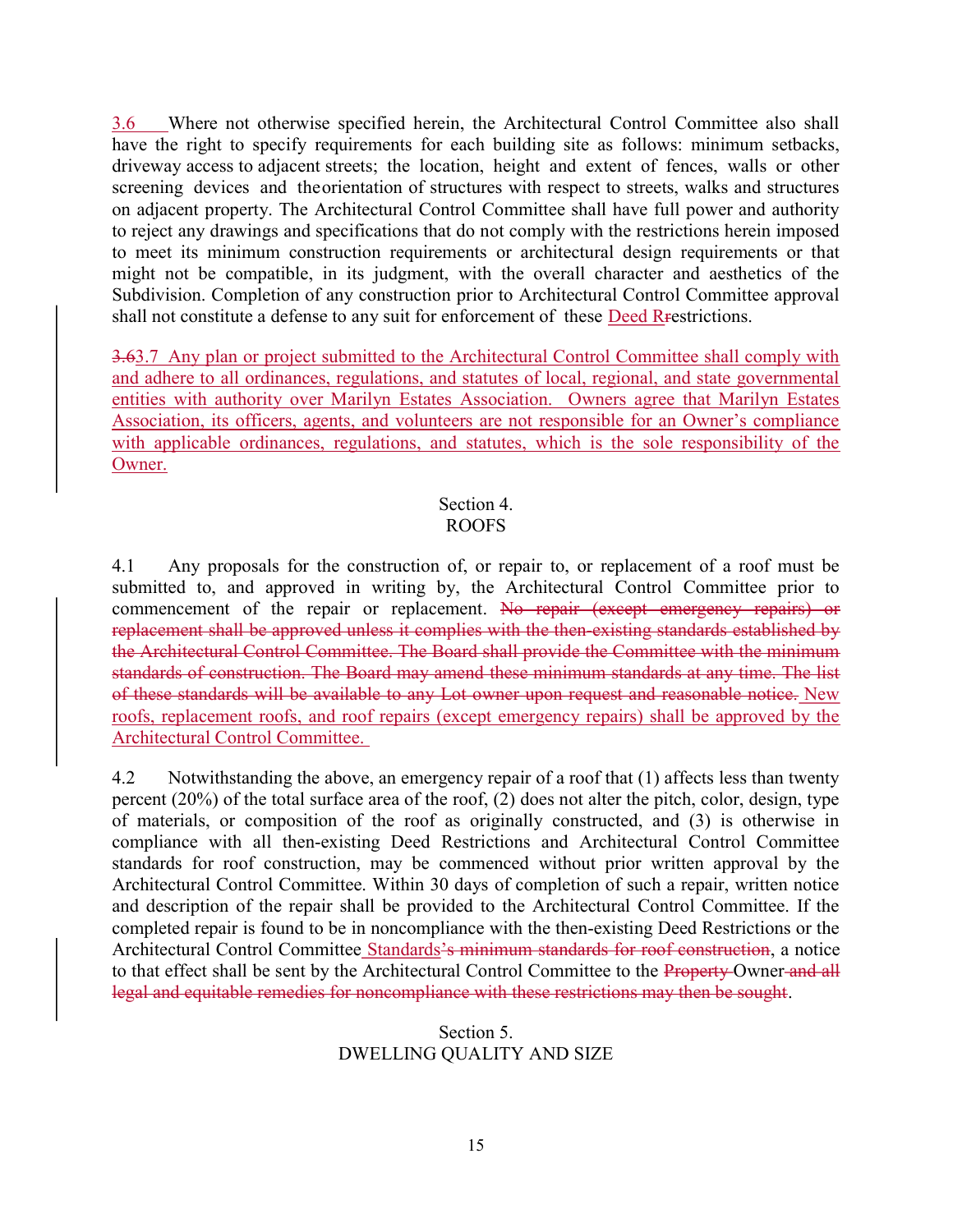3.6 Where not otherwise specified herein, the Architectural Control Committee also shall have the right to specify requirements for each building site as follows: minimum setbacks, driveway access to adjacent streets; the location, height and extent of fences, walls or other screening devices and the orientation of structures with respect to streets, walks and structures on adjacent property. The Architectural Control Committee shall have full power and authority to reject any drawings and specifications that do not comply with the restrictions herein imposed to meet its minimum construction requirements or architectural design requirements or that might not be compatible, in its judgment, with the overall character and aesthetics of the Subdivision. Completion of any construction prior to Architectural Control Committee approval shall not constitute a defense to any suit for enforcement of these Deed R~~r~~estrictions.

~~3.6~~3.7 Any plan or project submitted to the Architectural Control Committee shall comply with and adhere to all ordinances, regulations, and statutes of local, regional, and state governmental entities with authority over Marilyn Estates Association. Owners agree that Marilyn Estates Association, its officers, agents, and volunteers are not responsible for an Owner's compliance with applicable ordinances, regulations, and statutes, which is the sole responsibility of the Owner.

## Section 4.
## ROOFS

4.1 Any proposals for the construction of, or repair to, or replacement of a roof must be submitted to, and approved in writing by, the Architectural Control Committee prior to commencement of the repair or replacement. ~~No repair (except emergency repairs) or replacement shall be approved unless it complies with the then-existing standards established by the Architectural Control Committee. The Board shall provide the Committee with the minimum standards of construction. The Board may amend these minimum standards at any time. The list of these standards will be available to any Lot owner upon request and reasonable notice.~~ New roofs, replacement roofs, and roof repairs (except emergency repairs) shall be approved by the Architectural Control Committee.

4.2 Notwithstanding the above, an emergency repair of a roof that (1) affects less than twenty percent (20%) of the total surface area of the roof, (2) does not alter the pitch, color, design, type of materials, or composition of the roof as originally constructed, and (3) is otherwise in compliance with all then-existing Deed Restrictions and Architectural Control Committee standards for roof construction, may be commenced without prior written approval by the Architectural Control Committee. Within 30 days of completion of such a repair, written notice and description of the repair shall be provided to the Architectural Control Committee. If the completed repair is found to be in noncompliance with the then-existing Deed Restrictions or the Architectural Control Committee Standards~~'s minimum standards for roof construction~~, a notice to that effect shall be sent by the Architectural Control Committee to the ~~Property~~ Owner ~~and all legal and equitable remedies for noncompliance with these restrictions may then be sought~~.

## Section 5.
## DWELLING QUALITY AND SIZE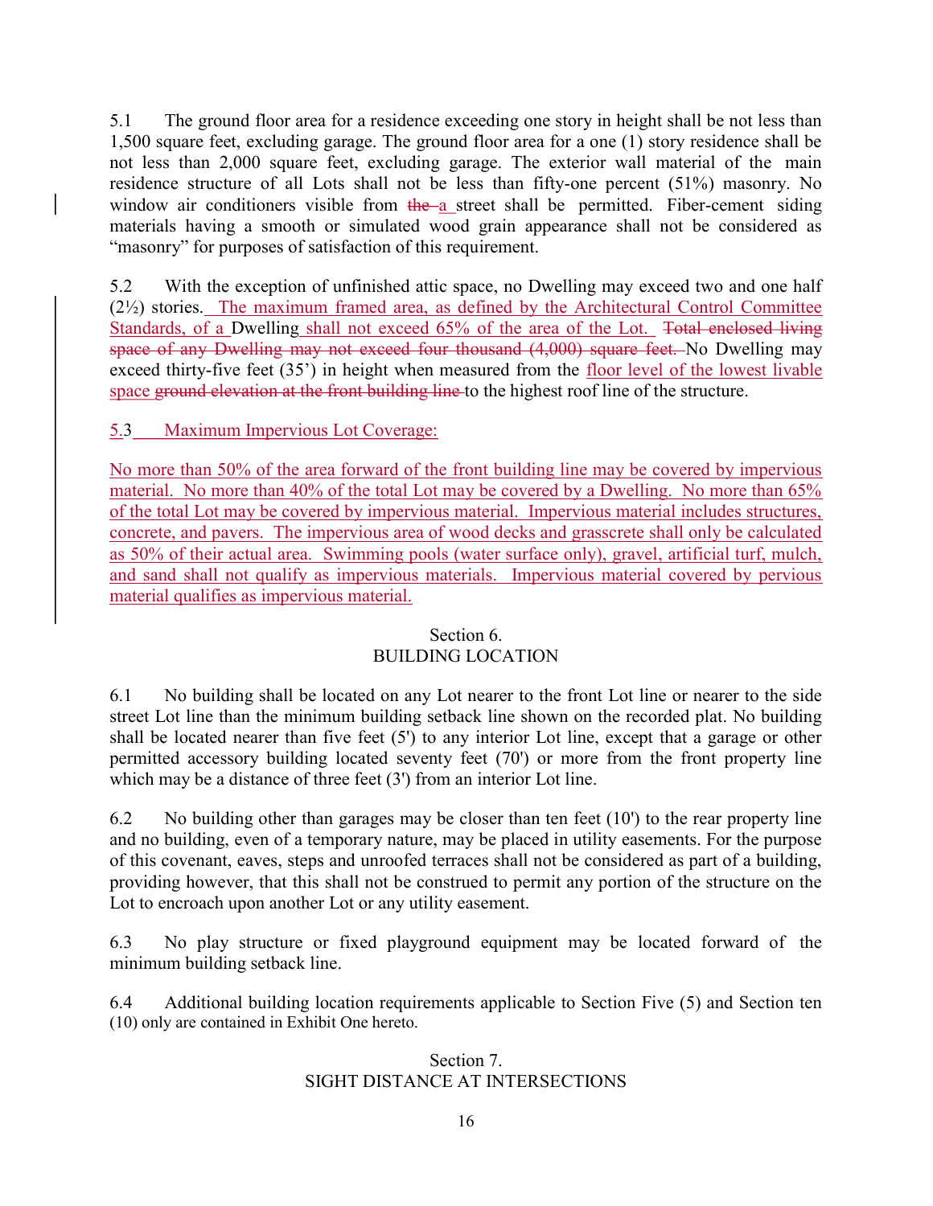5.1 The ground floor area for a residence exceeding one story in height shall be not less than 1,500 square feet, excluding garage. The ground floor area for a one (1) story residence shall be not less than 2,000 square feet, excluding garage. The exterior wall material of the main residence structure of all Lots shall not be less than fifty-one percent (51%) masonry. No window air conditioners visible from ~~the~~ a street shall be permitted. Fiber-cement siding materials having a smooth or simulated wood grain appearance shall not be considered as "masonry" for purposes of satisfaction of this requirement.

5.2 With the exception of unfinished attic space, no Dwelling may exceed two and one half (2½) stories. The maximum framed area, as defined by the Architectural Control Committee Standards, of a Dwelling shall not exceed 65% of the area of the Lot. ~~Total enclosed living space of any Dwelling may not exceed four thousand (4,000) square feet.~~ No Dwelling may exceed thirty-five feet (35') in height when measured from the floor level of the lowest livable space ~~ground elevation at the front building line~~ to the highest roof line of the structure.

5.3 Maximum Impervious Lot Coverage:

No more than 50% of the area forward of the front building line may be covered by impervious material. No more than 40% of the total Lot may be covered by a Dwelling. No more than 65% of the total Lot may be covered by impervious material. Impervious material includes structures, concrete, and pavers. The impervious area of wood decks and grasscrete shall only be calculated as 50% of their actual area. Swimming pools (water surface only), gravel, artificial turf, mulch, and sand shall not qualify as impervious materials. Impervious material covered by pervious material qualifies as impervious material.

## Section 6.
## BUILDING LOCATION

6.1 No building shall be located on any Lot nearer to the front Lot line or nearer to the side street Lot line than the minimum building setback line shown on the recorded plat. No building shall be located nearer than five feet (5') to any interior Lot line, except that a garage or other permitted accessory building located seventy feet (70') or more from the front property line which may be a distance of three feet (3') from an interior Lot line.

6.2 No building other than garages may be closer than ten feet (10') to the rear property line and no building, even of a temporary nature, may be placed in utility easements. For the purpose of this covenant, eaves, steps and unroofed terraces shall not be considered as part of a building, providing however, that this shall not be construed to permit any portion of the structure on the Lot to encroach upon another Lot or any utility easement.

6.3 No play structure or fixed playground equipment may be located forward of the minimum building setback line.

6.4 Additional building location requirements applicable to Section Five (5) and Section ten (10) only are contained in Exhibit One hereto.

## Section 7.
## SIGHT DISTANCE AT INTERSECTIONS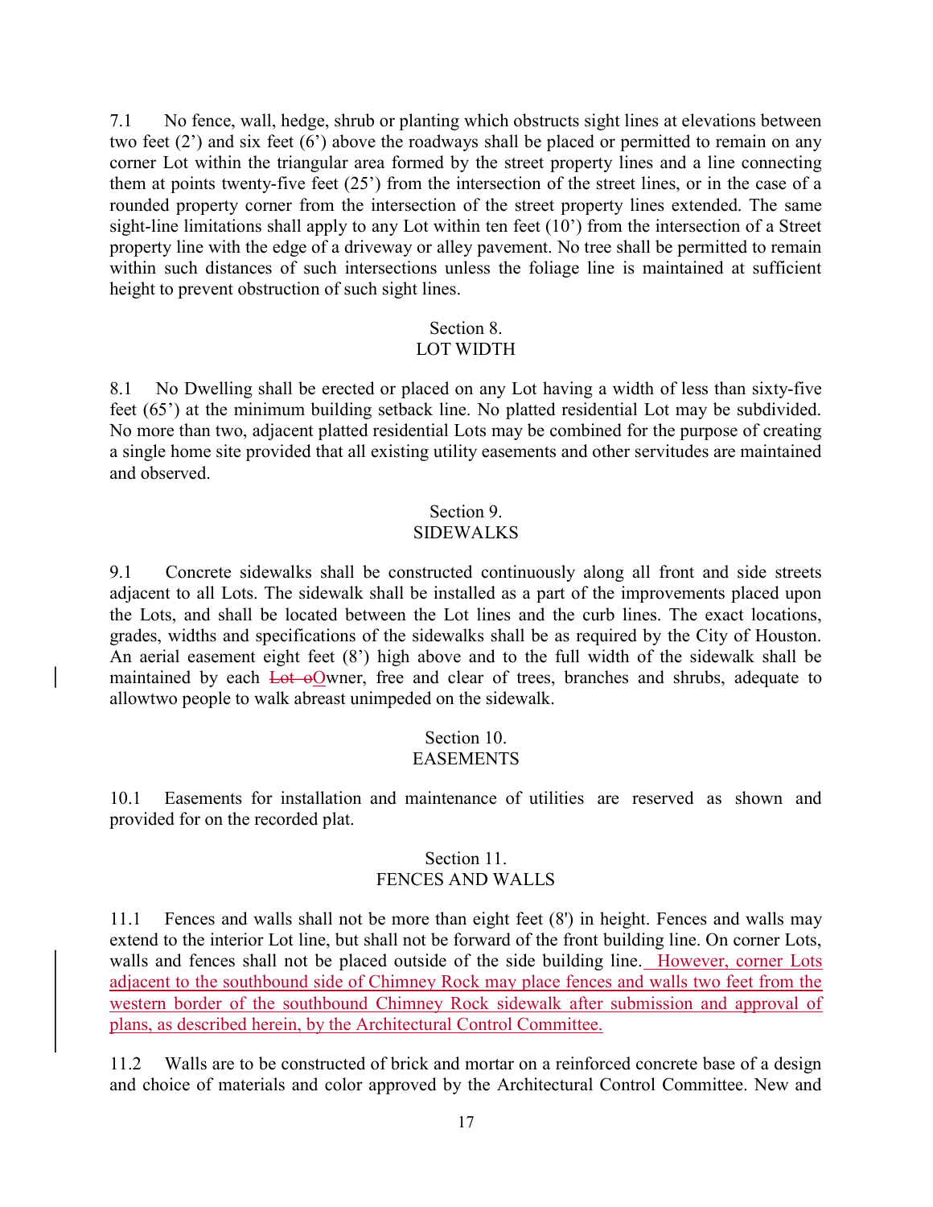7.1 No fence, wall, hedge, shrub or planting which obstructs sight lines at elevations between two feet (2') and six feet (6') above the roadways shall be placed or permitted to remain on any corner Lot within the triangular area formed by the street property lines and a line connecting them at points twenty-five feet (25') from the intersection of the street lines, or in the case of a rounded property corner from the intersection of the street property lines extended. The same sight-line limitations shall apply to any Lot within ten feet (10') from the intersection of a Street property line with the edge of a driveway or alley pavement. No tree shall be permitted to remain within such distances of such intersections unless the foliage line is maintained at sufficient height to prevent obstruction of such sight lines.

## Section 8.
## LOT WIDTH

8.1 No Dwelling shall be erected or placed on any Lot having a width of less than sixty-five feet (65') at the minimum building setback line. No platted residential Lot may be subdivided. No more than two, adjacent platted residential Lots may be combined for the purpose of creating a single home site provided that all existing utility easements and other servitudes are maintained and observed.

## Section 9.
## SIDEWALKS

9.1 Concrete sidewalks shall be constructed continuously along all front and side streets adjacent to all Lots. The sidewalk shall be installed as a part of the improvements placed upon the Lots, and shall be located between the Lot lines and the curb lines. The exact locations, grades, widths and specifications of the sidewalks shall be as required by the City of Houston. An aerial easement eight feet (8') high above and to the full width of the sidewalk shall be maintained by each ~~Lot o~~Owner, free and clear of trees, branches and shrubs, adequate to allowtwo people to walk abreast unimpeded on the sidewalk.

## Section 10.
## EASEMENTS

10.1 Easements for installation and maintenance of utilities are reserved as shown and provided for on the recorded plat.

## Section 11.
## FENCES AND WALLS

11.1 Fences and walls shall not be more than eight feet (8') in height. Fences and walls may extend to the interior Lot line, but shall not be forward of the front building line. On corner Lots, walls and fences shall not be placed outside of the side building line. However, corner Lots adjacent to the southbound side of Chimney Rock may place fences and walls two feet from the western border of the southbound Chimney Rock sidewalk after submission and approval of plans, as described herein, by the Architectural Control Committee.

11.2 Walls are to be constructed of brick and mortar on a reinforced concrete base of a design and choice of materials and color approved by the Architectural Control Committee. New and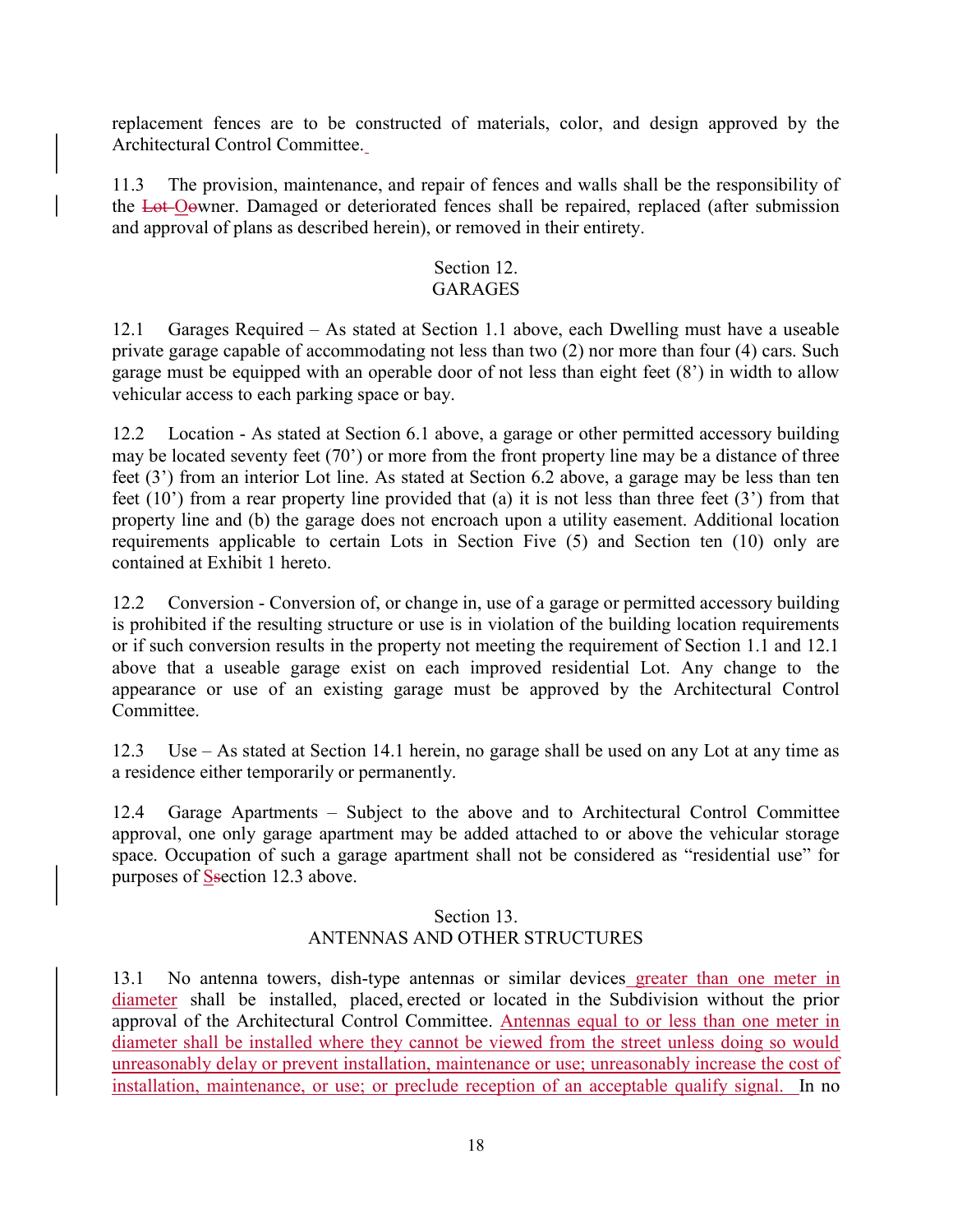replacement fences are to be constructed of materials, color, and design approved by the Architectural Control Committee.

11.3 The provision, maintenance, and repair of fences and walls shall be the responsibility of the ~~Lot~~ ~~O~~owner. Damaged or deteriorated fences shall be repaired, replaced (after submission and approval of plans as described herein), or removed in their entirety.

Section 12.
GARAGES

12.1 Garages Required – As stated at Section 1.1 above, each Dwelling must have a useable private garage capable of accommodating not less than two (2) nor more than four (4) cars. Such garage must be equipped with an operable door of not less than eight feet (8') in width to allow vehicular access to each parking space or bay.

12.2 Location - As stated at Section 6.1 above, a garage or other permitted accessory building may be located seventy feet (70') or more from the front property line may be a distance of three feet (3') from an interior Lot line. As stated at Section 6.2 above, a garage may be less than ten feet (10') from a rear property line provided that (a) it is not less than three feet (3') from that property line and (b) the garage does not encroach upon a utility easement. Additional location requirements applicable to certain Lots in Section Five (5) and Section ten (10) only are contained at Exhibit 1 hereto.

12.2 Conversion - Conversion of, or change in, use of a garage or permitted accessory building is prohibited if the resulting structure or use is in violation of the building location requirements or if such conversion results in the property not meeting the requirement of Section 1.1 and 12.1 above that a useable garage exist on each improved residential Lot. Any change to the appearance or use of an existing garage must be approved by the Architectural Control Committee.

12.3 Use – As stated at Section 14.1 herein, no garage shall be used on any Lot at any time as a residence either temporarily or permanently.

12.4 Garage Apartments – Subject to the above and to Architectural Control Committee approval, one only garage apartment may be added attached to or above the vehicular storage space. Occupation of such a garage apartment shall not be considered as "residential use" for purposes of S~~s~~ection 12.3 above.

Section 13.
ANTENNAS AND OTHER STRUCTURES

13.1 No antenna towers, dish-type antennas or similar devices greater than one meter in diameter shall be installed, placed, erected or located in the Subdivision without the prior approval of the Architectural Control Committee. Antennas equal to or less than one meter in diameter shall be installed where they cannot be viewed from the street unless doing so would unreasonably delay or prevent installation, maintenance or use; unreasonably increase the cost of installation, maintenance, or use; or preclude reception of an acceptable qualify signal. In no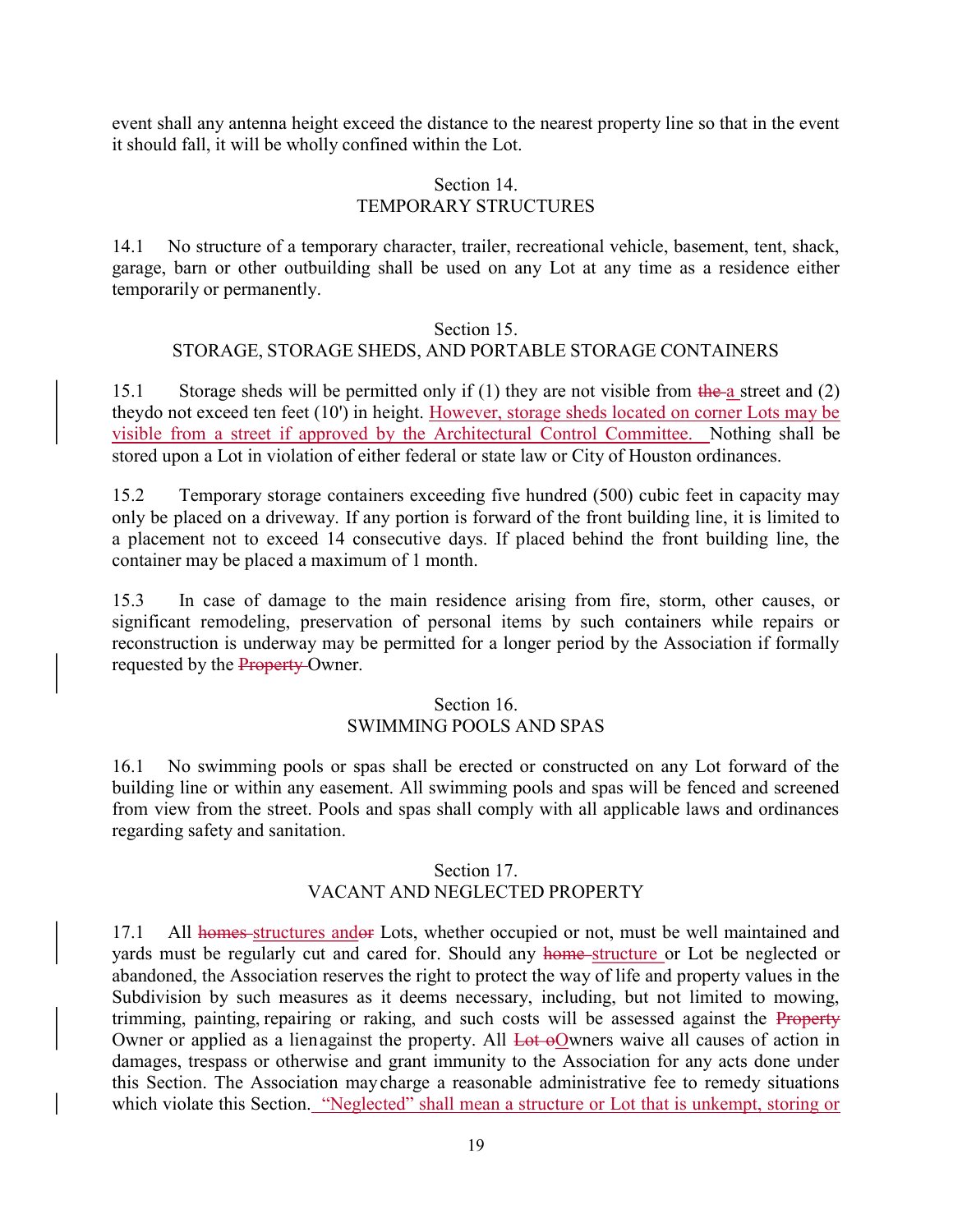event shall any antenna height exceed the distance to the nearest property line so that in the event it should fall, it will be wholly confined within the Lot.

## Section 14.
## TEMPORARY STRUCTURES

14.1 No structure of a temporary character, trailer, recreational vehicle, basement, tent, shack, garage, barn or other outbuilding shall be used on any Lot at any time as a residence either temporarily or permanently.

## Section 15.
## STORAGE, STORAGE SHEDS, AND PORTABLE STORAGE CONTAINERS

15.1 Storage sheds will be permitted only if (1) they are not visible from ~~the~~ a street and (2) theydo not exceed ten feet (10') in height. However, storage sheds located on corner Lots may be visible from a street if approved by the Architectural Control Committee. Nothing shall be stored upon a Lot in violation of either federal or state law or City of Houston ordinances.

15.2 Temporary storage containers exceeding five hundred (500) cubic feet in capacity may only be placed on a driveway. If any portion is forward of the front building line, it is limited to a placement not to exceed 14 consecutive days. If placed behind the front building line, the container may be placed a maximum of 1 month.

15.3 In case of damage to the main residence arising from fire, storm, other causes, or significant remodeling, preservation of personal items by such containers while repairs or reconstruction is underway may be permitted for a longer period by the Association if formally requested by the ~~Property~~ Owner.

## Section 16.
## SWIMMING POOLS AND SPAS

16.1 No swimming pools or spas shall be erected or constructed on any Lot forward of the building line or within any easement. All swimming pools and spas will be fenced and screened from view from the street. Pools and spas shall comply with all applicable laws and ordinances regarding safety and sanitation.

## Section 17.
## VACANT AND NEGLECTED PROPERTY

17.1 All ~~homes~~ structures and~~or~~ Lots, whether occupied or not, must be well maintained and yards must be regularly cut and cared for. Should any ~~home~~ structure or Lot be neglected or abandoned, the Association reserves the right to protect the way of life and property values in the Subdivision by such measures as it deems necessary, including, but not limited to mowing, trimming, painting, repairing or raking, and such costs will be assessed against the ~~Property~~ Owner or applied as a lien against the property. All ~~Lot o~~Owners waive all causes of action in damages, trespass or otherwise and grant immunity to the Association for any acts done under this Section. The Association may charge a reasonable administrative fee to remedy situations which violate this Section. "Neglected" shall mean a structure or Lot that is unkempt, storing or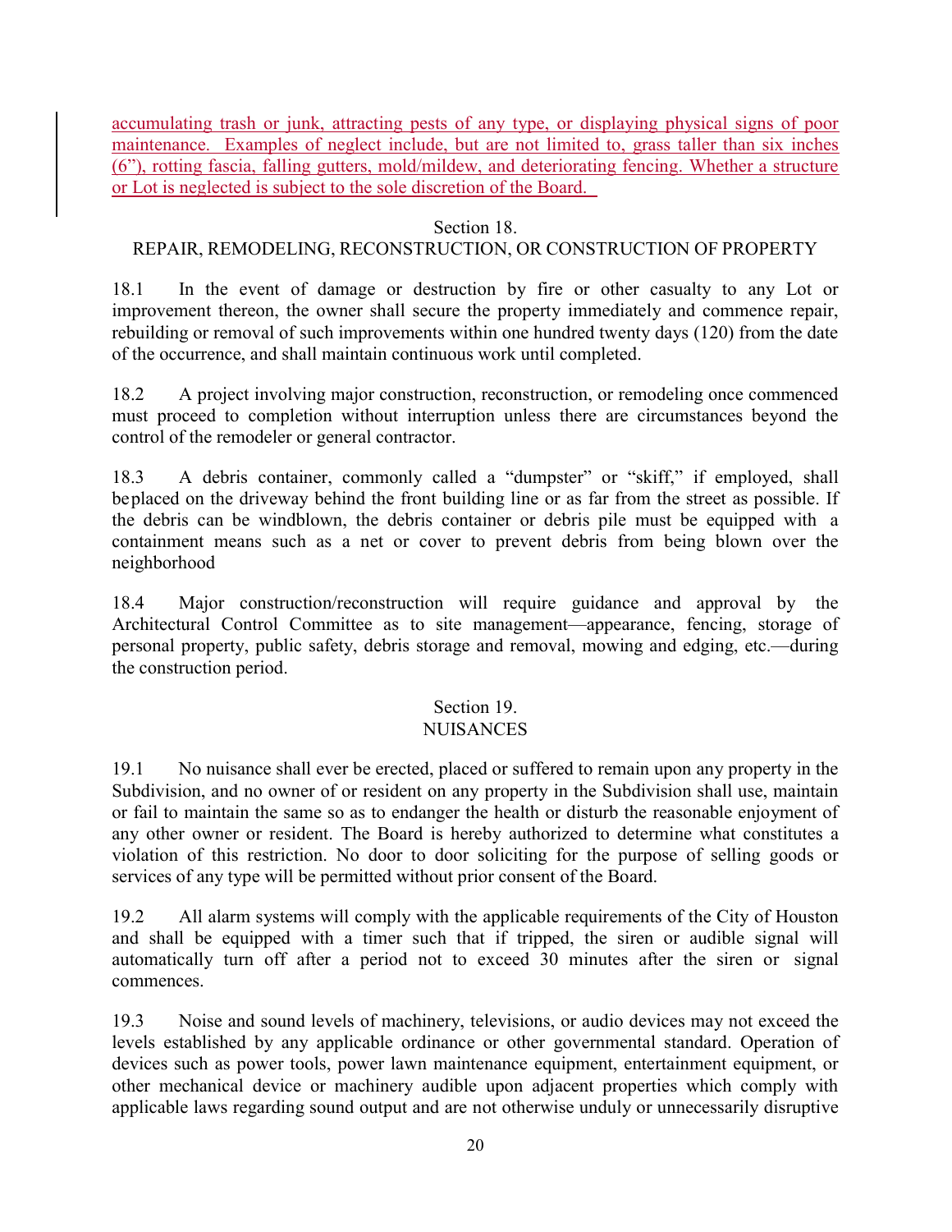accumulating trash or junk, attracting pests of any type, or displaying physical signs of poor maintenance. Examples of neglect include, but are not limited to, grass taller than six inches (6”), rotting fascia, falling gutters, mold/mildew, and deteriorating fencing. Whether a structure or Lot is neglected is subject to the sole discretion of the Board.

## Section 18.
## REPAIR, REMODELING, RECONSTRUCTION, OR CONSTRUCTION OF PROPERTY

18.1 In the event of damage or destruction by fire or other casualty to any Lot or improvement thereon, the owner shall secure the property immediately and commence repair, rebuilding or removal of such improvements within one hundred twenty days (120) from the date of the occurrence, and shall maintain continuous work until completed.

18.2 A project involving major construction, reconstruction, or remodeling once commenced must proceed to completion without interruption unless there are circumstances beyond the control of the remodeler or general contractor.

18.3 A debris container, commonly called a “dumpster” or “skiff,” if employed, shall beplaced on the driveway behind the front building line or as far from the street as possible. If the debris can be windblown, the debris container or debris pile must be equipped with a containment means such as a net or cover to prevent debris from being blown over the neighborhood

18.4 Major construction/reconstruction will require guidance and approval by the Architectural Control Committee as to site management—appearance, fencing, storage of personal property, public safety, debris storage and removal, mowing and edging, etc.—during the construction period.

## Section 19.
## NUISANCES

19.1 No nuisance shall ever be erected, placed or suffered to remain upon any property in the Subdivision, and no owner of or resident on any property in the Subdivision shall use, maintain or fail to maintain the same so as to endanger the health or disturb the reasonable enjoyment of any other owner or resident. The Board is hereby authorized to determine what constitutes a violation of this restriction. No door to door soliciting for the purpose of selling goods or services of any type will be permitted without prior consent of the Board.

19.2 All alarm systems will comply with the applicable requirements of the City of Houston and shall be equipped with a timer such that if tripped, the siren or audible signal will automatically turn off after a period not to exceed 30 minutes after the siren or signal commences.

19.3 Noise and sound levels of machinery, televisions, or audio devices may not exceed the levels established by any applicable ordinance or other governmental standard. Operation of devices such as power tools, power lawn maintenance equipment, entertainment equipment, or other mechanical device or machinery audible upon adjacent properties which comply with applicable laws regarding sound output and are not otherwise unduly or unnecessarily disruptive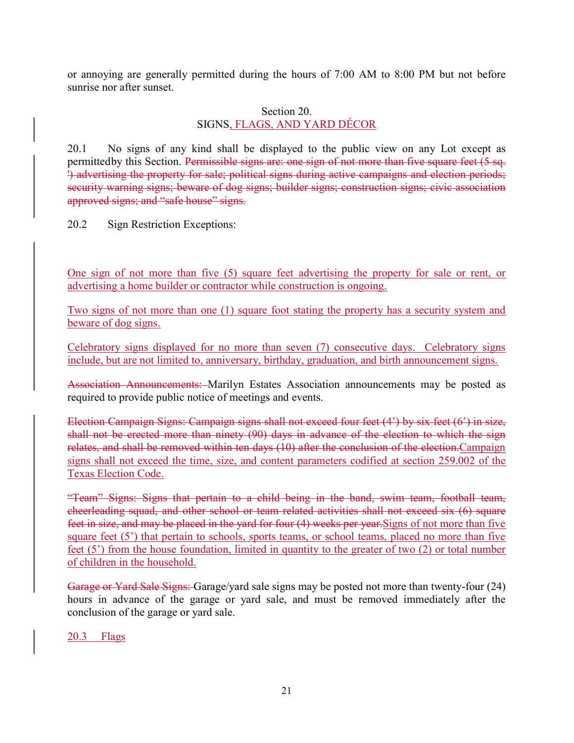or annoying are generally permitted during the hours of 7:00 AM to 8:00 PM but not before sunrise nor after sunset.

## Section 20.
## SIGNS, FLAGS, AND YARD DÉCOR

20.1 No signs of any kind shall be displayed to the public view on any Lot except as permittedby this Section. ~~Permissible signs are: one sign of not more than five square feet (5 sq. ') advertising the property for sale; political signs during active campaigns and election periods; security warning signs; beware of dog signs; builder signs; construction signs; civic association approved signs; and "safe house" signs.~~

20.2 Sign Restriction Exceptions:

One sign of not more than five (5) square feet advertising the property for sale or rent, or advertising a home builder or contractor while construction is ongoing.

Two signs of not more than one (1) square foot stating the property has a security system and beware of dog signs.

Celebratory signs displayed for no more than seven (7) consecutive days. Celebratory signs include, but are not limited to, anniversary, birthday, graduation, and birth announcement signs.

~~Association Announcements:~~ Marilyn Estates Association announcements may be posted as required to provide public notice of meetings and events.

~~Election Campaign Signs: Campaign signs shall not exceed four feet (4') by six feet (6') in size, shall not be erected more than ninety (90) days in advance of the election to which the sign relates, and shall be removed within ten days (10) after the conclusion of the election.~~Campaign signs shall not exceed the time, size, and content parameters codified at section 259.002 of the Texas Election Code.

~~"Team" Signs: Signs that pertain to a child being in the band, swim team, football team, cheerleading squad, and other school or team related activities shall not exceed six (6) square feet in size, and may be placed in the yard for four (4) weeks per year.~~Signs of not more than five square feet (5') that pertain to schools, sports teams, or school teams, placed no more than five feet (5') from the house foundation, limited in quantity to the greater of two (2) or total number of children in the household.

~~Garage or Yard Sale Signs:~~ Garage/yard sale signs may be posted not more than twenty-four (24) hours in advance of the garage or yard sale, and must be removed immediately after the conclusion of the garage or yard sale.

20.3 Flags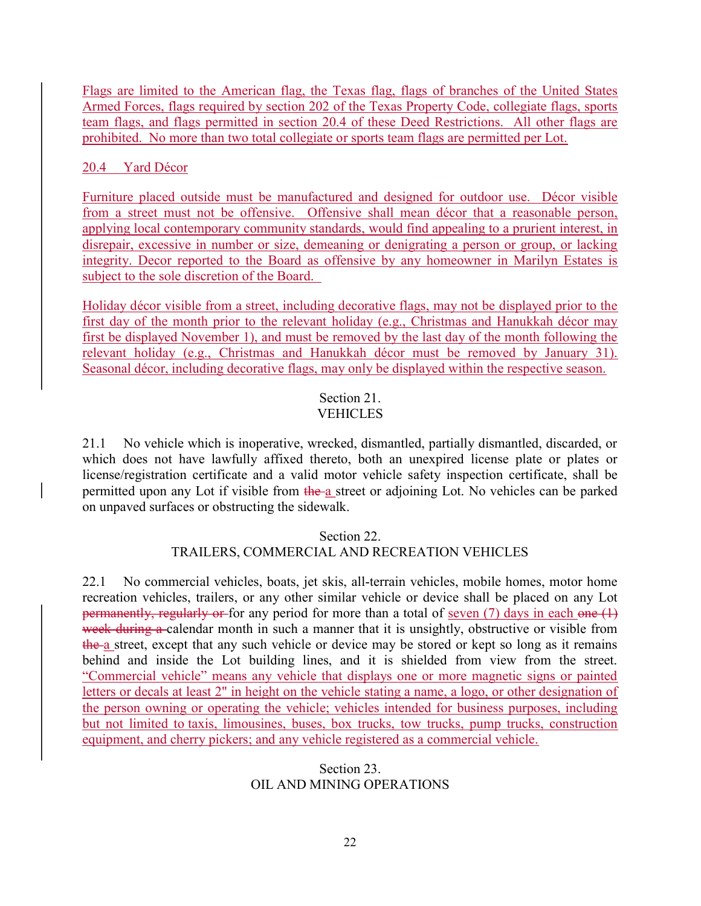Flags are limited to the American flag, the Texas flag, flags of branches of the United States Armed Forces, flags required by section 202 of the Texas Property Code, collegiate flags, sports team flags, and flags permitted in section 20.4 of these Deed Restrictions. All other flags are prohibited. No more than two total collegiate or sports team flags are permitted per Lot.

20.4 Yard Décor

Furniture placed outside must be manufactured and designed for outdoor use. Décor visible from a street must not be offensive. Offensive shall mean décor that a reasonable person, applying local contemporary community standards, would find appealing to a prurient interest, in disrepair, excessive in number or size, demeaning or denigrating a person or group, or lacking integrity. Decor reported to the Board as offensive by any homeowner in Marilyn Estates is subject to the sole discretion of the Board.

Holiday décor visible from a street, including decorative flags, may not be displayed prior to the first day of the month prior to the relevant holiday (e.g., Christmas and Hanukkah décor may first be displayed November 1), and must be removed by the last day of the month following the relevant holiday (e.g., Christmas and Hanukkah décor must be removed by January 31). Seasonal décor, including decorative flags, may only be displayed within the respective season.

## Section 21.
## VEHICLES

21.1 No vehicle which is inoperative, wrecked, dismantled, partially dismantled, discarded, or which does not have lawfully affixed thereto, both an unexpired license plate or plates or license/registration certificate and a valid motor vehicle safety inspection certificate, shall be permitted upon any Lot if visible from ~~the~~ a street or adjoining Lot. No vehicles can be parked on unpaved surfaces or obstructing the sidewalk.

## Section 22.
## TRAILERS, COMMERCIAL AND RECREATION VEHICLES

22.1 No commercial vehicles, boats, jet skis, all-terrain vehicles, mobile homes, motor home recreation vehicles, trailers, or any other similar vehicle or device shall be placed on any Lot ~~permanently, regularly or~~ for any period for more than a total of seven (7) days in each ~~one (1) week during a~~ calendar month in such a manner that it is unsightly, obstructive or visible from ~~the~~ a street, except that any such vehicle or device may be stored or kept so long as it remains behind and inside the Lot building lines, and it is shielded from view from the street. "Commercial vehicle" means any vehicle that displays one or more magnetic signs or painted letters or decals at least 2" in height on the vehicle stating a name, a logo, or other designation of the person owning or operating the vehicle; vehicles intended for business purposes, including but not limited to taxis, limousines, buses, box trucks, tow trucks, pump trucks, construction equipment, and cherry pickers; and any vehicle registered as a commercial vehicle.

## Section 23.
## OIL AND MINING OPERATIONS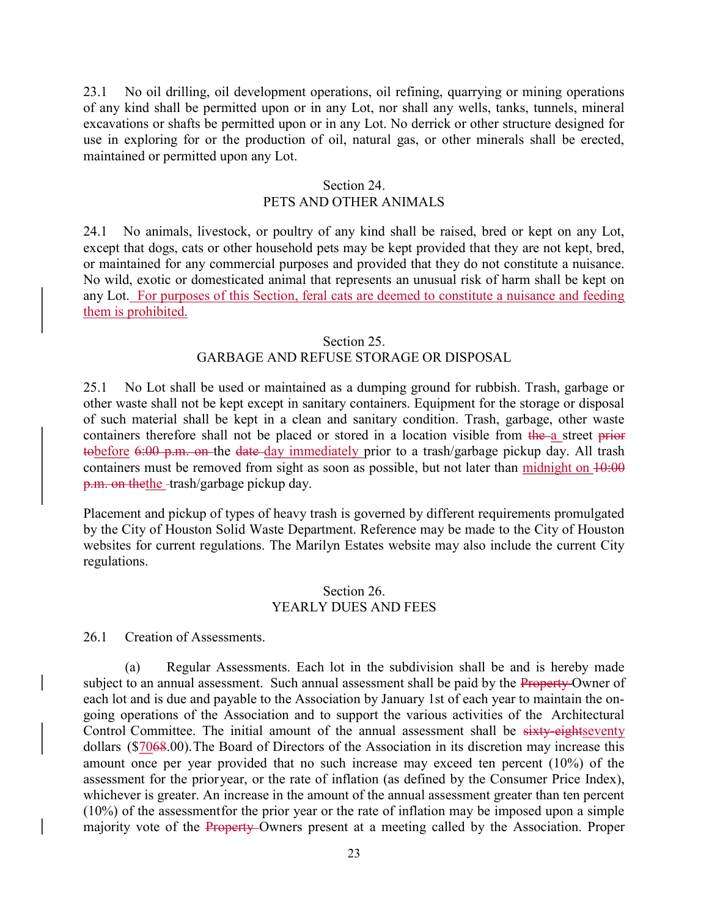23.1 No oil drilling, oil development operations, oil refining, quarrying or mining operations of any kind shall be permitted upon or in any Lot, nor shall any wells, tanks, tunnels, mineral excavations or shafts be permitted upon or in any Lot. No derrick or other structure designed for use in exploring for or the production of oil, natural gas, or other minerals shall be erected, maintained or permitted upon any Lot.

## Section 24.
## PETS AND OTHER ANIMALS

24.1 No animals, livestock, or poultry of any kind shall be raised, bred or kept on any Lot, except that dogs, cats or other household pets may be kept provided that they are not kept, bred, or maintained for any commercial purposes and provided that they do not constitute a nuisance. No wild, exotic or domesticated animal that represents an unusual risk of harm shall be kept on any Lot. <u>For purposes of this Section, feral cats are deemed to constitute a nuisance and feeding them is prohibited.</u>

## Section 25.
## GARBAGE AND REFUSE STORAGE OR DISPOSAL

25.1 No Lot shall be used or maintained as a dumping ground for rubbish. Trash, garbage or other waste shall not be kept except in sanitary containers. Equipment for the storage or disposal of such material shall be kept in a clean and sanitary condition. Trash, garbage, other waste containers therefore shall not be placed or stored in a location visible from ~~the~~ <u>a</u> street ~~prior to~~<u>before</u> ~~6:00 p.m. on~~ the ~~date~~ <u>day immediately</u> prior to a trash/garbage pickup day. All trash containers must be removed from sight as soon as possible, but not later than <u>midnight on</u> ~~10:00 p.m. on the~~<u>the</u> trash/garbage pickup day.

Placement and pickup of types of heavy trash is governed by different requirements promulgated by the City of Houston Solid Waste Department. Reference may be made to the City of Houston websites for current regulations. The Marilyn Estates website may also include the current City regulations.

## Section 26.
## YEARLY DUES AND FEES

26.1 Creation of Assessments.

(a) Regular Assessments. Each lot in the subdivision shall be and is hereby made subject to an annual assessment. Such annual assessment shall be paid by the ~~Property~~ Owner of each lot and is due and payable to the Association by January 1st of each year to maintain the on-going operations of the Association and to support the various activities of the Architectural Control Committee. The initial amount of the annual assessment shall be ~~sixty-eight~~<u>seventy</u> dollars ($<u>70</u>~~68~~.00). The Board of Directors of the Association in its discretion may increase this amount once per year provided that no such increase may exceed ten percent (10%) of the assessment for the prior year, or the rate of inflation (as defined by the Consumer Price Index), whichever is greater. An increase in the amount of the annual assessment greater than ten percent (10%) of the assessment for the prior year or the rate of inflation may be imposed upon a simple majority vote of the ~~Property~~ Owners present at a meeting called by the Association. Proper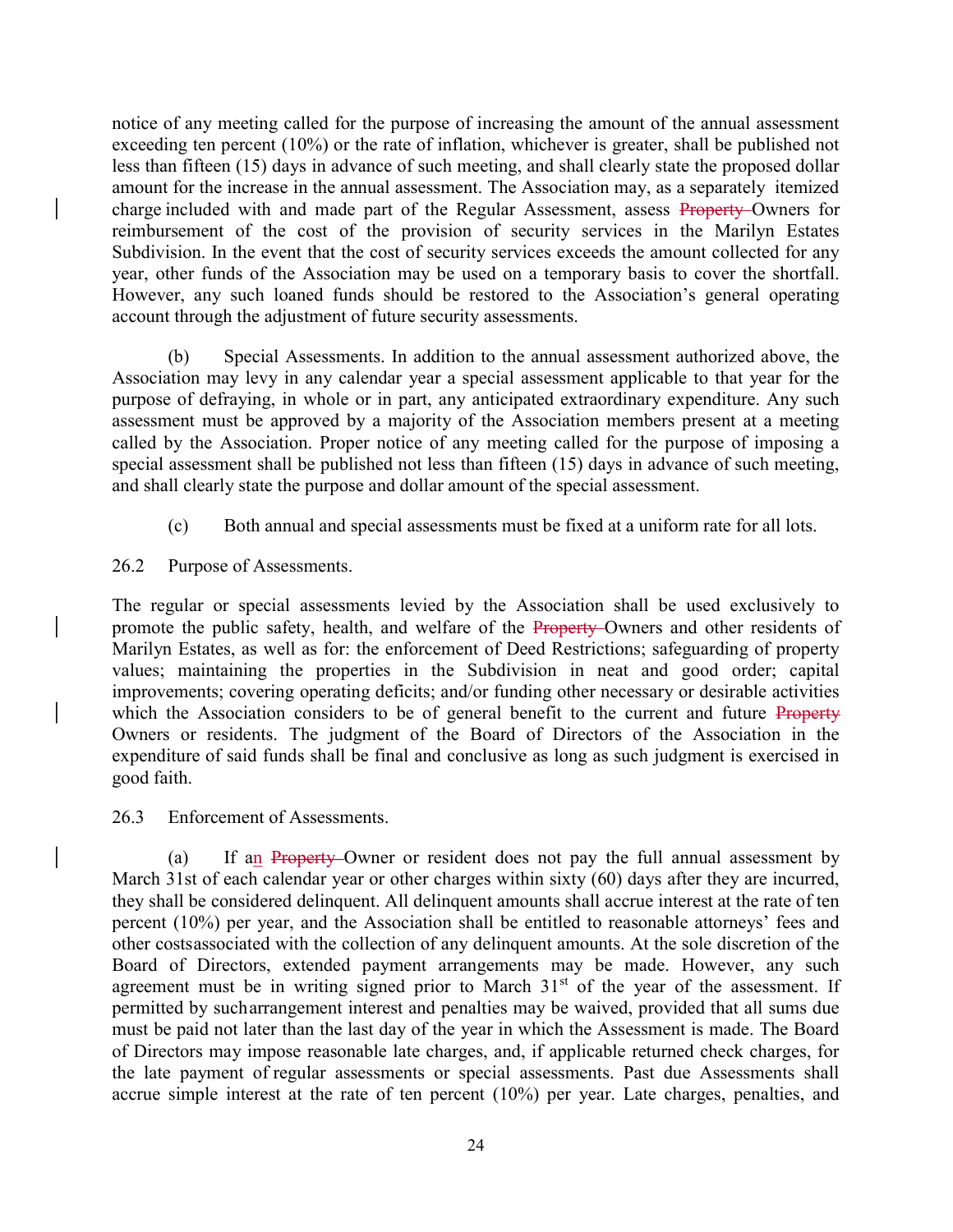notice of any meeting called for the purpose of increasing the amount of the annual assessment exceeding ten percent (10%) or the rate of inflation, whichever is greater, shall be published not less than fifteen (15) days in advance of such meeting, and shall clearly state the proposed dollar amount for the increase in the annual assessment. The Association may, as a separately itemized charge included with and made part of the Regular Assessment, assess ~~Property~~ Owners for reimbursement of the cost of the provision of security services in the Marilyn Estates Subdivision. In the event that the cost of security services exceeds the amount collected for any year, other funds of the Association may be used on a temporary basis to cover the shortfall. However, any such loaned funds should be restored to the Association's general operating account through the adjustment of future security assessments.

(b) Special Assessments. In addition to the annual assessment authorized above, the Association may levy in any calendar year a special assessment applicable to that year for the purpose of defraying, in whole or in part, any anticipated extraordinary expenditure. Any such assessment must be approved by a majority of the Association members present at a meeting called by the Association. Proper notice of any meeting called for the purpose of imposing a special assessment shall be published not less than fifteen (15) days in advance of such meeting, and shall clearly state the purpose and dollar amount of the special assessment.

(c) Both annual and special assessments must be fixed at a uniform rate for all lots.

26.2 Purpose of Assessments.

The regular or special assessments levied by the Association shall be used exclusively to promote the public safety, health, and welfare of the ~~Property~~ Owners and other residents of Marilyn Estates, as well as for: the enforcement of Deed Restrictions; safeguarding of property values; maintaining the properties in the Subdivision in neat and good order; capital improvements; covering operating deficits; and/or funding other necessary or desirable activities which the Association considers to be of general benefit to the current and future ~~Property~~ Owners or residents. The judgment of the Board of Directors of the Association in the expenditure of said funds shall be final and conclusive as long as such judgment is exercised in good faith.

26.3 Enforcement of Assessments.

(a) If a<u>n</u> ~~Property~~ Owner or resident does not pay the full annual assessment by March 31st of each calendar year or other charges within sixty (60) days after they are incurred, they shall be considered delinquent. All delinquent amounts shall accrue interest at the rate of ten percent (10%) per year, and the Association shall be entitled to reasonable attorneys' fees and other costsassociated with the collection of any delinquent amounts. At the sole discretion of the Board of Directors, extended payment arrangements may be made. However, any such agreement must be in writing signed prior to March 31st of the year of the assessment. If permitted by sucharrangement interest and penalties may be waived, provided that all sums due must be paid not later than the last day of the year in which the Assessment is made. The Board of Directors may impose reasonable late charges, and, if applicable returned check charges, for the late payment of regular assessments or special assessments. Past due Assessments shall accrue simple interest at the rate of ten percent (10%) per year. Late charges, penalties, and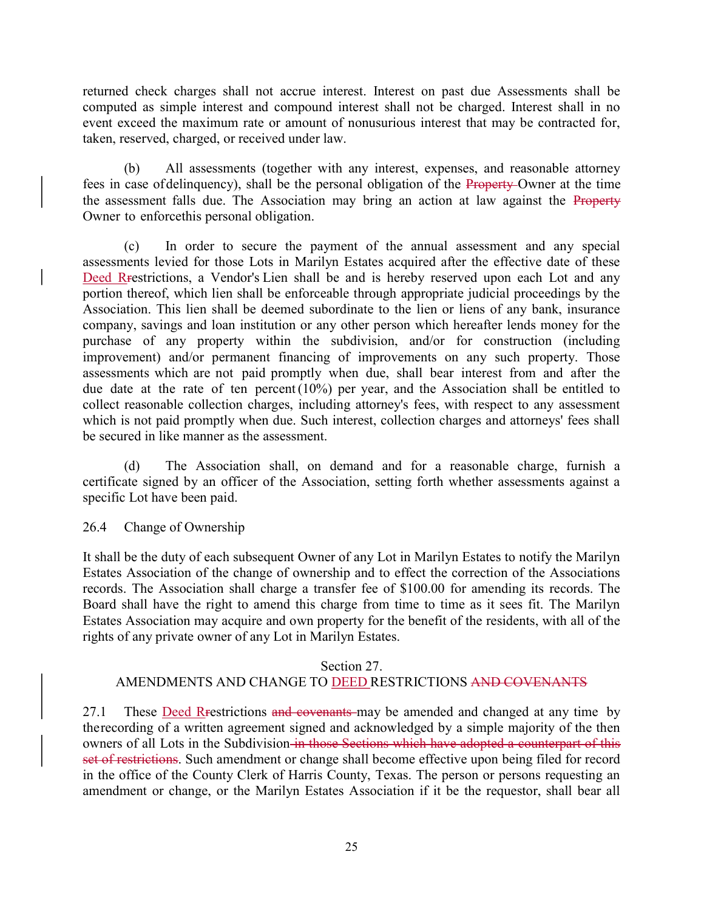returned check charges shall not accrue interest. Interest on past due Assessments shall be computed as simple interest and compound interest shall not be charged. Interest shall in no event exceed the maximum rate or amount of nonusurious interest that may be contracted for, taken, reserved, charged, or received under law.

(b) All assessments (together with any interest, expenses, and reasonable attorney fees in case of delinquency), shall be the personal obligation of the ~~Property~~ Owner at the time the assessment falls due. The Association may bring an action at law against the ~~Property~~ Owner to enforce this personal obligation.

(c) In order to secure the payment of the annual assessment and any special assessments levied for those Lots in Marilyn Estates acquired after the effective date of these <u>Deed R</u>~~r~~estrictions, a Vendor's Lien shall be and is hereby reserved upon each Lot and any portion thereof, which lien shall be enforceable through appropriate judicial proceedings by the Association. This lien shall be deemed subordinate to the lien or liens of any bank, insurance company, savings and loan institution or any other person which hereafter lends money for the purchase of any property within the subdivision, and/or for construction (including improvement) and/or permanent financing of improvements on any such property. Those assessments which are not paid promptly when due, shall bear interest from and after the due date at the rate of ten percent (10%) per year, and the Association shall be entitled to collect reasonable collection charges, including attorney's fees, with respect to any assessment which is not paid promptly when due. Such interest, collection charges and attorneys' fees shall be secured in like manner as the assessment.

(d) The Association shall, on demand and for a reasonable charge, furnish a certificate signed by an officer of the Association, setting forth whether assessments against a specific Lot have been paid.

26.4 Change of Ownership

It shall be the duty of each subsequent Owner of any Lot in Marilyn Estates to notify the Marilyn Estates Association of the change of ownership and to effect the correction of the Associations records. The Association shall charge a transfer fee of $100.00 for amending its records. The Board shall have the right to amend this charge from time to time as it sees fit. The Marilyn Estates Association may acquire and own property for the benefit of the residents, with all of the rights of any private owner of any Lot in Marilyn Estates.

## Section 27.
## AMENDMENTS AND CHANGE TO <u>DEED</u> RESTRICTIONS ~~AND COVENANTS~~

27.1 These <u>Deed R</u>~~r~~estrictions ~~and covenants~~ may be amended and changed at any time by the recording of a written agreement signed and acknowledged by a simple majority of the then owners of all Lots in the Subdivision~~ in those Sections which have adopted a counterpart of this set of restrictions~~. Such amendment or change shall become effective upon being filed for record in the office of the County Clerk of Harris County, Texas. The person or persons requesting an amendment or change, or the Marilyn Estates Association if it be the requestor, shall bear all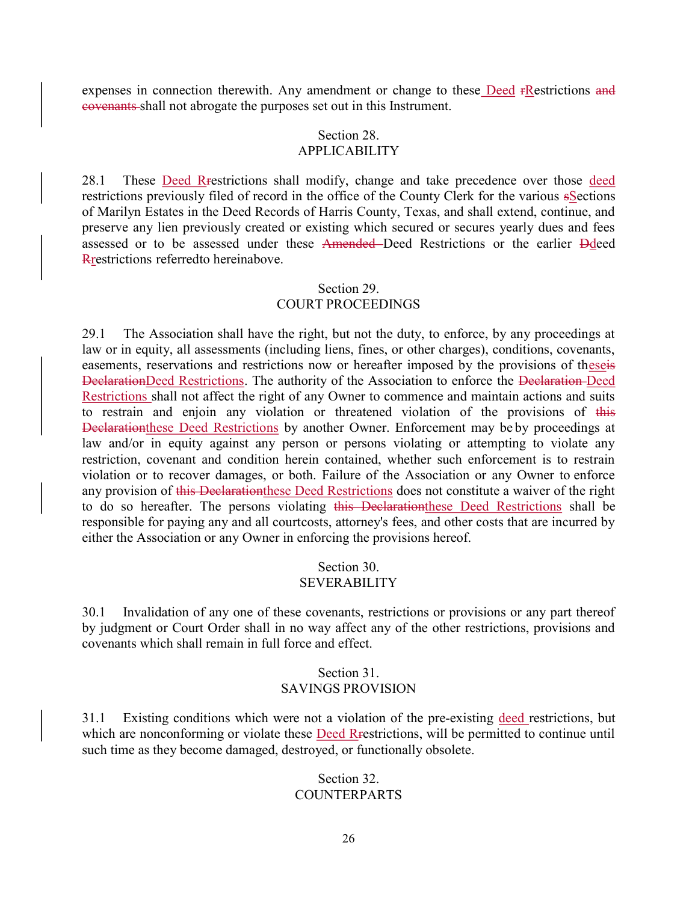expenses in connection therewith. Any amendment or change to these Deed ~~r~~Restrictions ~~and covenants~~ shall not abrogate the purposes set out in this Instrument.

Section 28.
APPLICABILITY

28.1 These Deed R~~r~~estrictions shall modify, change and take precedence over those deed restrictions previously filed of record in the office of the County Clerk for the various ~~s~~Sections of Marilyn Estates in the Deed Records of Harris County, Texas, and shall extend, continue, and preserve any lien previously created or existing which secured or secures yearly dues and fees assessed or to be assessed under these ~~Amended~~ Deed Restrictions or the earlier ~~D~~deed ~~R~~restrictions referredto hereinabove.

Section 29.
COURT PROCEEDINGS

29.1 The Association shall have the right, but not the duty, to enforce, by any proceedings at law or in equity, all assessments (including liens, fines, or other charges), conditions, covenants, easements, reservations and restrictions now or hereafter imposed by the provisions of these~~is~~ ~~Declaration~~Deed Restrictions. The authority of the Association to enforce the ~~Declaration~~ Deed Restrictions shall not affect the right of any Owner to commence and maintain actions and suits to restrain and enjoin any violation or threatened violation of the provisions of ~~this Declaration~~these Deed Restrictions by another Owner. Enforcement may be by proceedings at law and/or in equity against any person or persons violating or attempting to violate any restriction, covenant and condition herein contained, whether such enforcement is to restrain violation or to recover damages, or both. Failure of the Association or any Owner to enforce any provision of ~~this Declaration~~these Deed Restrictions does not constitute a waiver of the right to do so hereafter. The persons violating ~~this Declaration~~these Deed Restrictions shall be responsible for paying any and all courtcosts, attorney's fees, and other costs that are incurred by either the Association or any Owner in enforcing the provisions hereof.

Section 30.
SEVERABILITY

30.1 Invalidation of any one of these covenants, restrictions or provisions or any part thereof by judgment or Court Order shall in no way affect any of the other restrictions, provisions and covenants which shall remain in full force and effect.

Section 31.
SAVINGS PROVISION

31.1 Existing conditions which were not a violation of the pre-existing deed restrictions, but which are nonconforming or violate these Deed R~~r~~estrictions, will be permitted to continue until such time as they become damaged, destroyed, or functionally obsolete.

Section 32.
COUNTERPARTS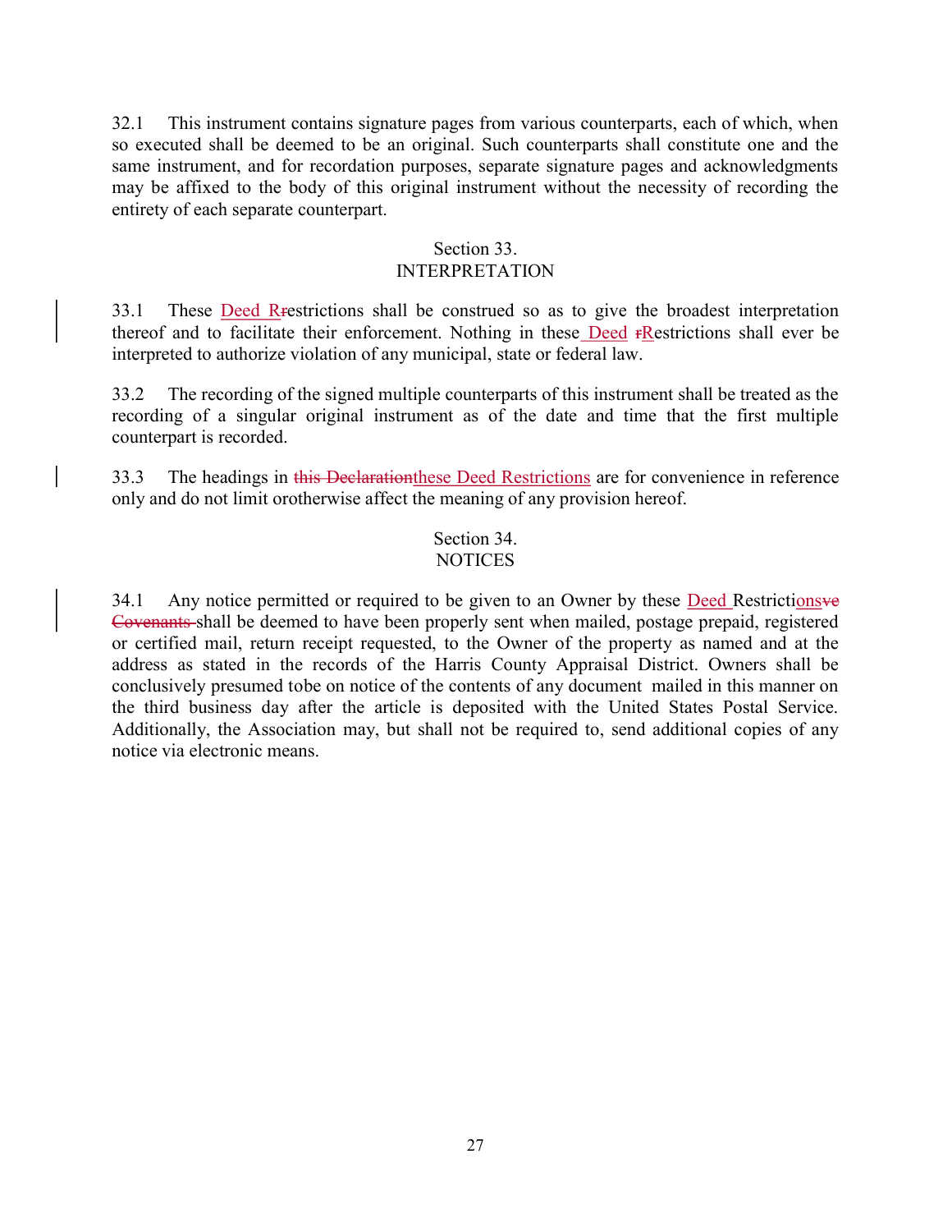32.1 This instrument contains signature pages from various counterparts, each of which, when so executed shall be deemed to be an original. Such counterparts shall constitute one and the same instrument, and for recordation purposes, separate signature pages and acknowledgments may be affixed to the body of this original instrument without the necessity of recording the entirety of each separate counterpart.

## Section 33.
## INTERPRETATION

33.1 These Deed Rrestrictions shall be construed so as to give the broadest interpretation thereof and to facilitate their enforcement. Nothing in these Deed rRestrictions shall ever be interpreted to authorize violation of any municipal, state or federal law.

33.2 The recording of the signed multiple counterparts of this instrument shall be treated as the recording of a singular original instrument as of the date and time that the first multiple counterpart is recorded.

33.3 The headings in this Declarationthese Deed Restrictions are for convenience in reference only and do not limit orotherwise affect the meaning of any provision hereof.

## Section 34.
## NOTICES

34.1 Any notice permitted or required to be given to an Owner by these Deed Restrictionsve Covenants shall be deemed to have been properly sent when mailed, postage prepaid, registered or certified mail, return receipt requested, to the Owner of the property as named and at the address as stated in the records of the Harris County Appraisal District. Owners shall be conclusively presumed tobe on notice of the contents of any document mailed in this manner on the third business day after the article is deposited with the United States Postal Service. Additionally, the Association may, but shall not be required to, send additional copies of any notice via electronic means.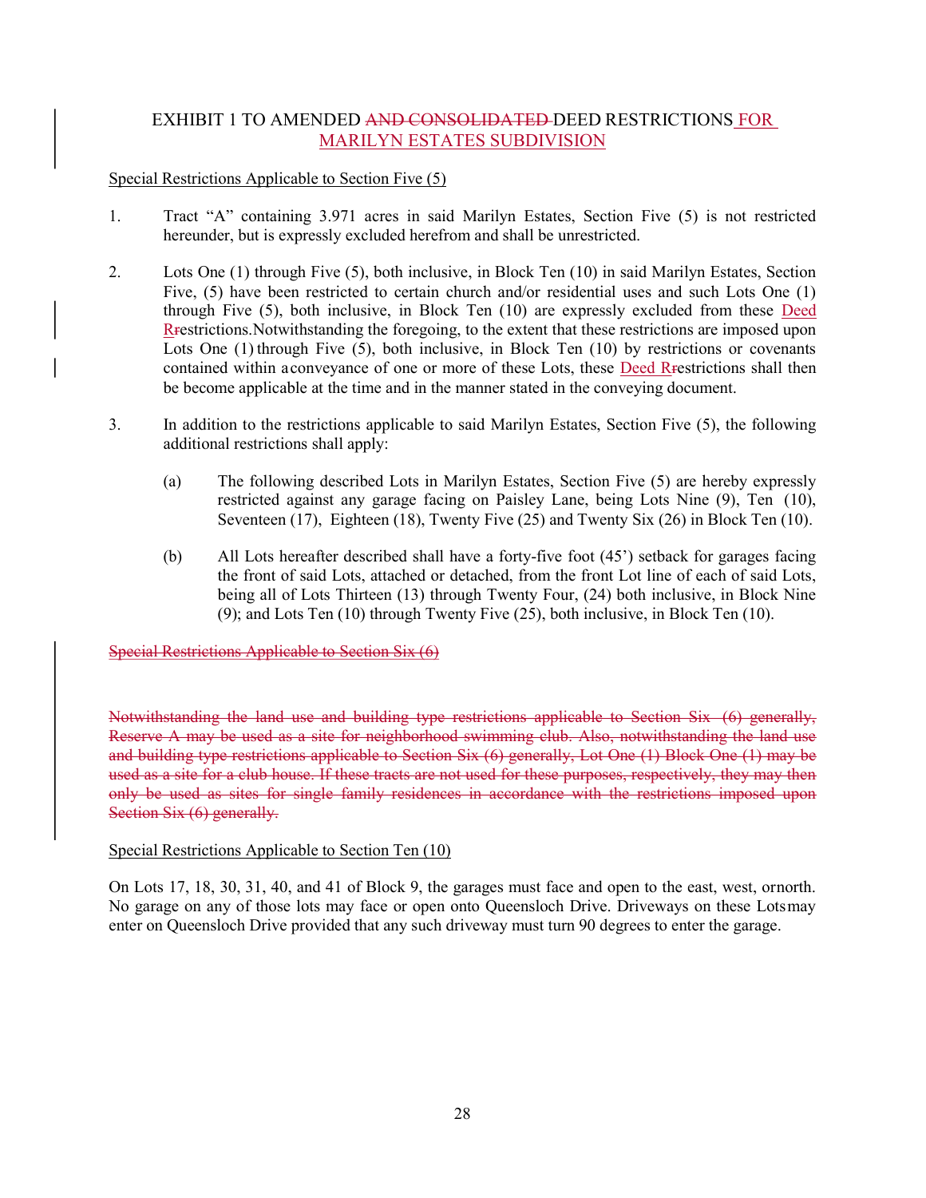EXHIBIT 1 TO AMENDED ~~AND CONSOLIDATED~~ DEED RESTRICTIONS FOR MARILYN ESTATES SUBDIVISION

Special Restrictions Applicable to Section Five (5)

1. Tract "A" containing 3.971 acres in said Marilyn Estates, Section Five (5) is not restricted hereunder, but is expressly excluded herefrom and shall be unrestricted.

2. Lots One (1) through Five (5), both inclusive, in Block Ten (10) in said Marilyn Estates, Section Five, (5) have been restricted to certain church and/or residential uses and such Lots One (1) through Five (5), both inclusive, in Block Ten (10) are expressly excluded from these Deed R~~r~~estrictions. Notwithstanding the foregoing, to the extent that these restrictions are imposed upon Lots One (1) through Five (5), both inclusive, in Block Ten (10) by restrictions or covenants contained within a conveyance of one or more of these Lots, these Deed R~~r~~estrictions shall then be become applicable at the time and in the manner stated in the conveying document.

3. In addition to the restrictions applicable to said Marilyn Estates, Section Five (5), the following additional restrictions shall apply:

   (a) The following described Lots in Marilyn Estates, Section Five (5) are hereby expressly restricted against any garage facing on Paisley Lane, being Lots Nine (9), Ten (10), Seventeen (17), Eighteen (18), Twenty Five (25) and Twenty Six (26) in Block Ten (10).

   (b) All Lots hereafter described shall have a forty-five foot (45') setback for garages facing the front of said Lots, attached or detached, from the front Lot line of each of said Lots, being all of Lots Thirteen (13) through Twenty Four, (24) both inclusive, in Block Nine (9); and Lots Ten (10) through Twenty Five (25), both inclusive, in Block Ten (10).

~~Special Restrictions Applicable to Section Six (6)~~

~~Notwithstanding the land use and building type restrictions applicable to Section Six (6) generally, Reserve A may be used as a site for neighborhood swimming club. Also, notwithstanding the land use and building type restrictions applicable to Section Six (6) generally, Lot One (1) Block One (1) may be used as a site for a club house. If these tracts are not used for these purposes, respectively, they may then only be used as sites for single family residences in accordance with the restrictions imposed upon Section Six (6) generally.~~

Special Restrictions Applicable to Section Ten (10)

On Lots 17, 18, 30, 31, 40, and 41 of Block 9, the garages must face and open to the east, west, or north. No garage on any of those lots may face or open onto Queensloch Drive. Driveways on these Lots may enter on Queensloch Drive provided that any such driveway must turn 90 degrees to enter the garage.